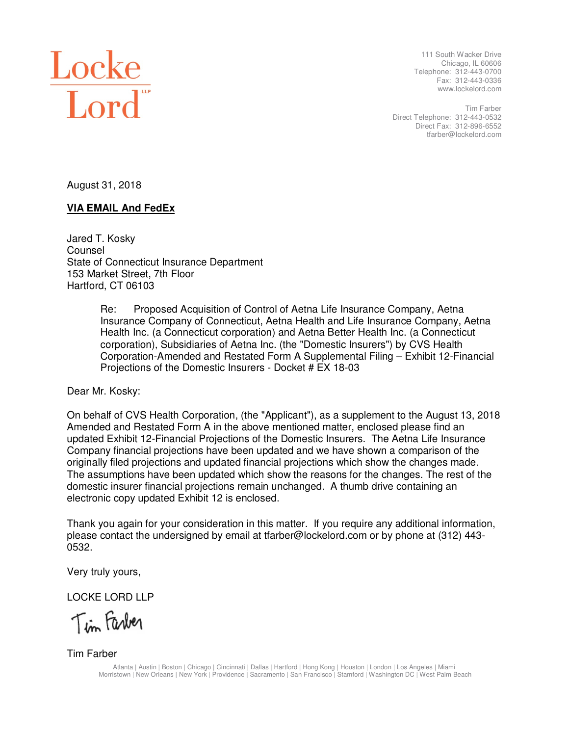Locke Lord LLP

111 South Wacker Drive
Chicago, IL 60606
Telephone: 312-443-0700
Fax: 312-443-0336
www.lockelord.com

Tim Farber
Direct Telephone: 312-443-0532
Direct Fax: 312-896-6552
tfarber@lockelord.com

August 31, 2018

**VIA EMAIL And FedEx**

Jared T. Kosky
Counsel
State of Connecticut Insurance Department
153 Market Street, 7th Floor
Hartford, CT 06103

Re: Proposed Acquisition of Control of Aetna Life Insurance Company, Aetna Insurance Company of Connecticut, Aetna Health and Life Insurance Company, Aetna Health Inc. (a Connecticut corporation) and Aetna Better Health Inc. (a Connecticut corporation), Subsidiaries of Aetna Inc. (the "Domestic Insurers") by CVS Health Corporation-Amended and Restated Form A Supplemental Filing – Exhibit 12-Financial Projections of the Domestic Insurers - Docket # EX 18-03

Dear Mr. Kosky:

On behalf of CVS Health Corporation, (the "Applicant"), as a supplement to the August 13, 2018 Amended and Restated Form A in the above mentioned matter, enclosed please find an updated Exhibit 12-Financial Projections of the Domestic Insurers. The Aetna Life Insurance Company financial projections have been updated and we have shown a comparison of the originally filed projections and updated financial projections which show the changes made. The assumptions have been updated which show the reasons for the changes. The rest of the domestic insurer financial projections remain unchanged. A thumb drive containing an electronic copy updated Exhibit 12 is enclosed.

Thank you again for your consideration in this matter. If you require any additional information, please contact the undersigned by email at tfarber@lockelord.com or by phone at (312) 443-0532.

Very truly yours,

LOCKE LORD LLP

Tim Farber

Tim Farber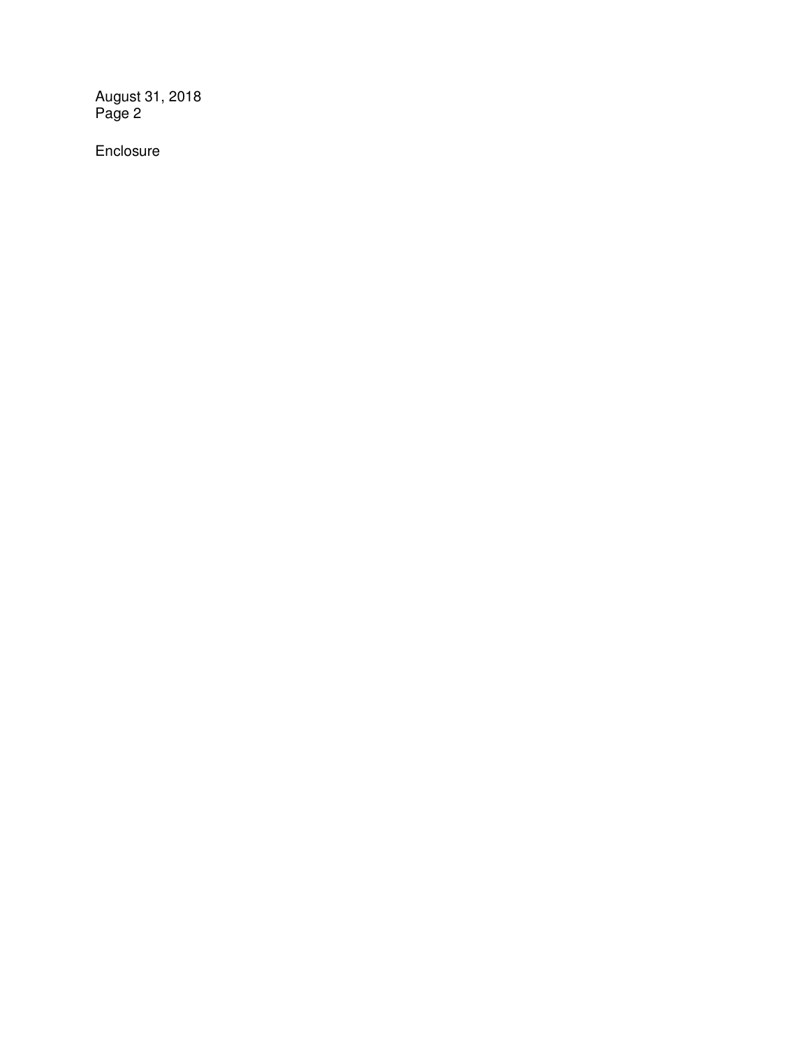Enclosure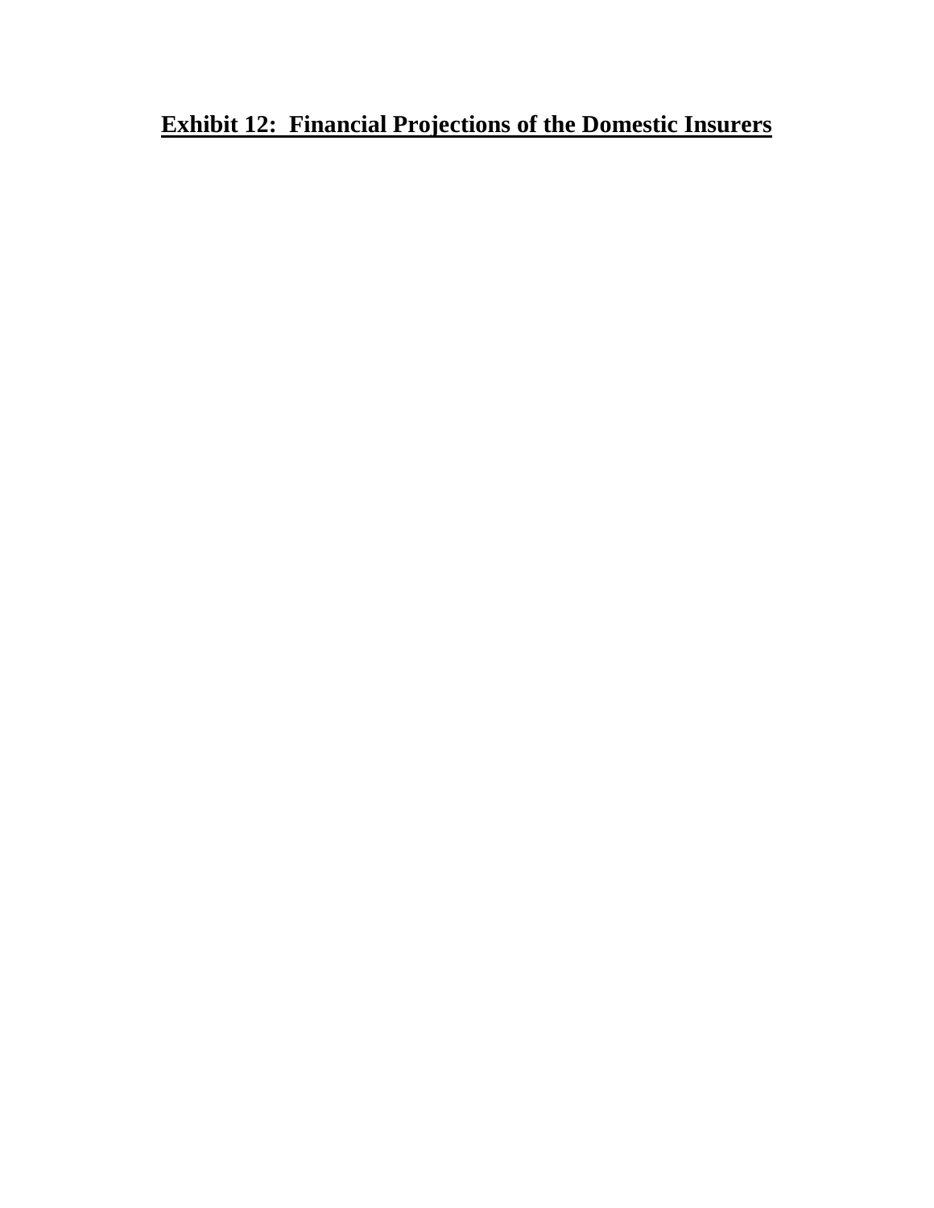# Exhibit 12: Financial Projections of the Domestic Insurers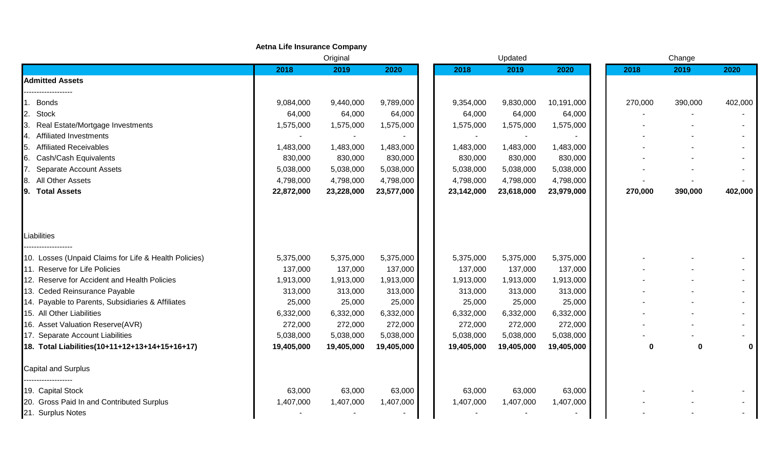**Aetna Life Insurance Company**

| | Original | | | Updated | | | Change | | |
|---|---|---|---|---|---|---|---|---|---|
| | 2018 | 2019 | 2020 | 2018 | 2019 | 2020 | 2018 | 2019 | 2020 |
| **Admitted Assets** | | | | | | | | | |
| ------------------- | | | | | | | | | |
| 1. Bonds | 9,084,000 | 9,440,000 | 9,789,000 | 9,354,000 | 9,830,000 | 10,191,000 | 270,000 | 390,000 | 402,000 |
| 2. Stock | 64,000 | 64,000 | 64,000 | 64,000 | 64,000 | 64,000 | - | - | - |
| 3. Real Estate/Mortgage Investments | 1,575,000 | 1,575,000 | 1,575,000 | 1,575,000 | 1,575,000 | 1,575,000 | - | - | - |
| 4. Affiliated Investments | - | - | - | - | - | - | - | - | - |
| 5. Affiliated Receivables | 1,483,000 | 1,483,000 | 1,483,000 | 1,483,000 | 1,483,000 | 1,483,000 | - | - | - |
| 6. Cash/Cash Equivalents | 830,000 | 830,000 | 830,000 | 830,000 | 830,000 | 830,000 | - | - | - |
| 7. Separate Account Assets | 5,038,000 | 5,038,000 | 5,038,000 | 5,038,000 | 5,038,000 | 5,038,000 | - | - | - |
| 8. All Other Assets | 4,798,000 | 4,798,000 | 4,798,000 | 4,798,000 | 4,798,000 | 4,798,000 | - | - | - |
| **9. Total Assets** | **22,872,000** | **23,228,000** | **23,577,000** | **23,142,000** | **23,618,000** | **23,979,000** | **270,000** | **390,000** | **402,000** |
| Liabilities | | | | | | | | | |
| ------------------- | | | | | | | | | |
| 10. Losses (Unpaid Claims for Life & Health Policies) | 5,375,000 | 5,375,000 | 5,375,000 | 5,375,000 | 5,375,000 | 5,375,000 | - | - | - |
| 11. Reserve for Life Policies | 137,000 | 137,000 | 137,000 | 137,000 | 137,000 | 137,000 | - | - | - |
| 12. Reserve for Accident and Health Policies | 1,913,000 | 1,913,000 | 1,913,000 | 1,913,000 | 1,913,000 | 1,913,000 | - | - | - |
| 13. Ceded Reinsurance Payable | 313,000 | 313,000 | 313,000 | 313,000 | 313,000 | 313,000 | - | - | - |
| 14. Payable to Parents, Subsidiaries & Affiliates | 25,000 | 25,000 | 25,000 | 25,000 | 25,000 | 25,000 | - | - | - |
| 15. All Other Liabilities | 6,332,000 | 6,332,000 | 6,332,000 | 6,332,000 | 6,332,000 | 6,332,000 | - | - | - |
| 16. Asset Valuation Reserve(AVR) | 272,000 | 272,000 | 272,000 | 272,000 | 272,000 | 272,000 | - | - | - |
| 17. Separate Account Liabilities | 5,038,000 | 5,038,000 | 5,038,000 | 5,038,000 | 5,038,000 | 5,038,000 | - | - | - |
| **18. Total Liabilities(10+11+12+13+14+15+16+17)** | **19,405,000** | **19,405,000** | **19,405,000** | **19,405,000** | **19,405,000** | **19,405,000** | **0** | **0** | **0** |
| Capital and Surplus | | | | | | | | | |
| ------------------- | | | | | | | | | |
| 19. Capital Stock | 63,000 | 63,000 | 63,000 | 63,000 | 63,000 | 63,000 | - | - | - |
| 20. Gross Paid In and Contributed Surplus | 1,407,000 | 1,407,000 | 1,407,000 | 1,407,000 | 1,407,000 | 1,407,000 | - | - | - |
| 21. Surplus Notes | - | - | - | - | - | - | - | - | - |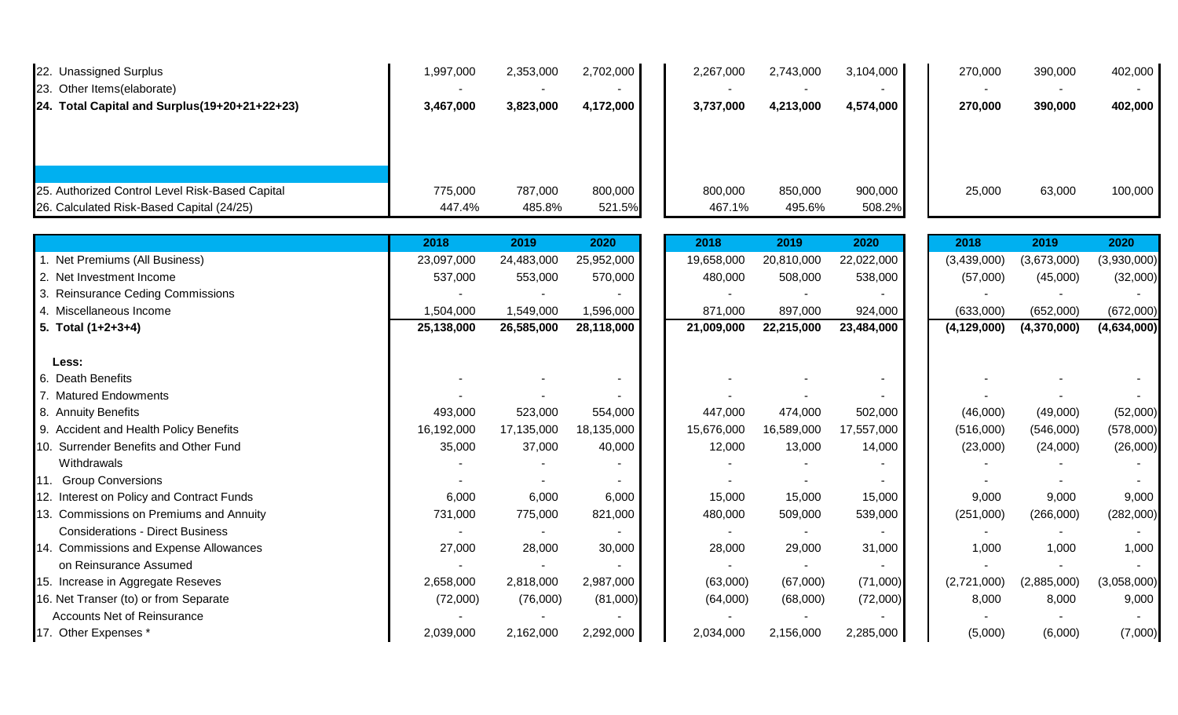| | | | | | | | | | |
|---|---|---|---|---|---|---|---|---|---|
| 22. Unassigned Surplus | 1,997,000 | 2,353,000 | 2,702,000 | 2,267,000 | 2,743,000 | 3,104,000 | 270,000 | 390,000 | 402,000 |
| 23. Other Items(elaborate) | - | - | - | - | - | - | - | - | - |
| **24. Total Capital and Surplus(19+20+21+22+23)** | **3,467,000** | **3,823,000** | **4,172,000** | **3,737,000** | **4,213,000** | **4,574,000** | **270,000** | **390,000** | **402,000** |
| 25. Authorized Control Level Risk-Based Capital | 775,000 | 787,000 | 800,000 | 800,000 | 850,000 | 900,000 | 25,000 | 63,000 | 100,000 |
| 26. Calculated Risk-Based Capital (24/25) | 447.4% | 485.8% | 521.5% | 467.1% | 495.6% | 508.2% | | | |

| | 2018 | 2019 | 2020 | 2018 | 2019 | 2020 | 2018 | 2019 | 2020 |
|---|---|---|---|---|---|---|---|---|---|
| 1. Net Premiums (All Business) | 23,097,000 | 24,483,000 | 25,952,000 | 19,658,000 | 20,810,000 | 22,022,000 | (3,439,000) | (3,673,000) | (3,930,000) |
| 2. Net Investment Income | 537,000 | 553,000 | 570,000 | 480,000 | 508,000 | 538,000 | (57,000) | (45,000) | (32,000) |
| 3. Reinsurance Ceding Commissions | - | - | - | - | - | - | - | - | - |
| 4. Miscellaneous Income | 1,504,000 | 1,549,000 | 1,596,000 | 871,000 | 897,000 | 924,000 | (633,000) | (652,000) | (672,000) |
| **5. Total (1+2+3+4)** | **25,138,000** | **26,585,000** | **28,118,000** | **21,009,000** | **22,215,000** | **23,484,000** | **(4,129,000)** | **(4,370,000)** | **(4,634,000)** |
| **Less:** | | | | | | | | | |
| 6. Death Benefits | - | - | - | - | - | - | - | - | - |
| 7. Matured Endowments | - | - | - | - | - | - | - | - | - |
| 8. Annuity Benefits | 493,000 | 523,000 | 554,000 | 447,000 | 474,000 | 502,000 | (46,000) | (49,000) | (52,000) |
| 9. Accident and Health Policy Benefits | 16,192,000 | 17,135,000 | 18,135,000 | 15,676,000 | 16,589,000 | 17,557,000 | (516,000) | (546,000) | (578,000) |
| 10. Surrender Benefits and Other Fund | 35,000 | 37,000 | 40,000 | 12,000 | 13,000 | 14,000 | (23,000) | (24,000) | (26,000) |
| Withdrawals | - | - | - | - | - | - | - | - | - |
| 11. Group Conversions | - | - | - | - | - | - | - | - | - |
| 12. Interest on Policy and Contract Funds | 6,000 | 6,000 | 6,000 | 15,000 | 15,000 | 15,000 | 9,000 | 9,000 | 9,000 |
| 13. Commissions on Premiums and Annuity | 731,000 | 775,000 | 821,000 | 480,000 | 509,000 | 539,000 | (251,000) | (266,000) | (282,000) |
| Considerations - Direct Business | - | - | - | - | - | - | - | - | - |
| 14. Commissions and Expense Allowances | 27,000 | 28,000 | 30,000 | 28,000 | 29,000 | 31,000 | 1,000 | 1,000 | 1,000 |
| on Reinsurance Assumed | - | - | - | - | - | - | - | - | - |
| 15. Increase in Aggregate Reseves | 2,658,000 | 2,818,000 | 2,987,000 | (63,000) | (67,000) | (71,000) | (2,721,000) | (2,885,000) | (3,058,000) |
| 16. Net Transer (to) or from Separate | (72,000) | (76,000) | (81,000) | (64,000) | (68,000) | (72,000) | 8,000 | 8,000 | 9,000 |
| Accounts Net of Reinsurance | - | - | - | - | - | - | - | - | - |
| 17. Other Expenses * | 2,039,000 | 2,162,000 | 2,292,000 | 2,034,000 | 2,156,000 | 2,285,000 | (5,000) | (6,000) | (7,000) |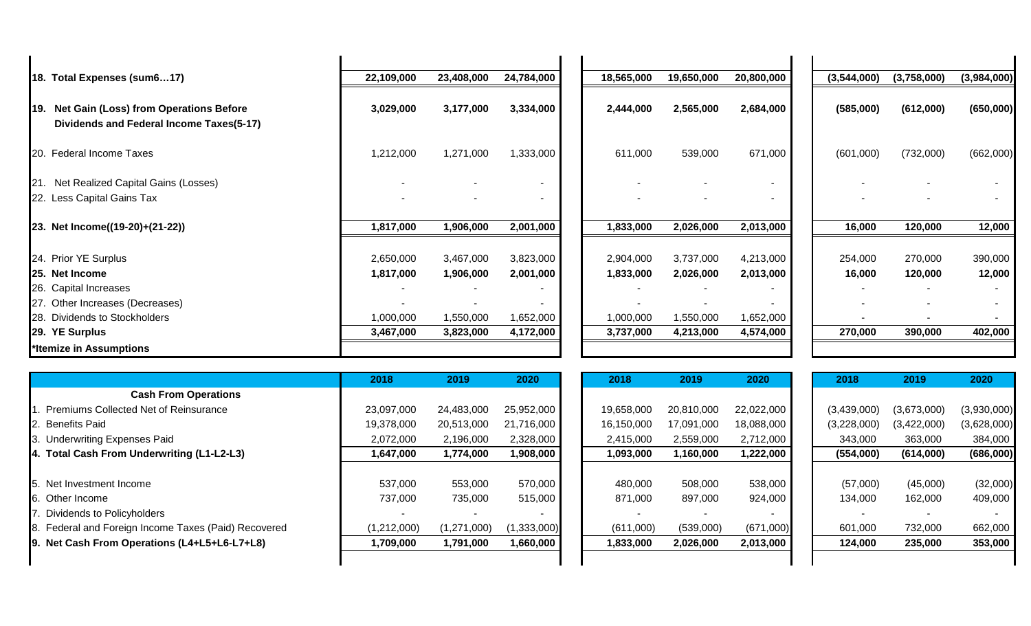| | | | | | | | | | |
|---|---|---|---|---|---|---|---|---|---|
| **18. Total Expenses (sum6…17)** | **22,109,000** | **23,408,000** | **24,784,000** | **18,565,000** | **19,650,000** | **20,800,000** | **(3,544,000)** | **(3,758,000)** | **(3,984,000)** |
| **19. Net Gain (Loss) from Operations Before Dividends and Federal Income Taxes(5-17)** | **3,029,000** | **3,177,000** | **3,334,000** | **2,444,000** | **2,565,000** | **2,684,000** | **(585,000)** | **(612,000)** | **(650,000)** |
| 20. Federal Income Taxes | 1,212,000 | 1,271,000 | 1,333,000 | 611,000 | 539,000 | 671,000 | (601,000) | (732,000) | (662,000) |
| 21. Net Realized Capital Gains (Losses) | - | - | - | - | - | - | - | - | - |
| 22. Less Capital Gains Tax | - | - | - | - | - | - | - | - | - |
| **23. Net Income((19-20)+(21-22))** | **1,817,000** | **1,906,000** | **2,001,000** | **1,833,000** | **2,026,000** | **2,013,000** | **16,000** | **120,000** | **12,000** |
| 24. Prior YE Surplus | 2,650,000 | 3,467,000 | 3,823,000 | 2,904,000 | 3,737,000 | 4,213,000 | 254,000 | 270,000 | 390,000 |
| **25. Net Income** | **1,817,000** | **1,906,000** | **2,001,000** | **1,833,000** | **2,026,000** | **2,013,000** | **16,000** | **120,000** | **12,000** |
| 26. Capital Increases | - | - | - | - | - | - | - | - | - |
| 27. Other Increases (Decreases) | - | - | - | - | - | - | - | - | - |
| 28. Dividends to Stockholders | 1,000,000 | 1,550,000 | 1,652,000 | 1,000,000 | 1,550,000 | 1,652,000 | - | - | - |
| **29. YE Surplus** | **3,467,000** | **3,823,000** | **4,172,000** | **3,737,000** | **4,213,000** | **4,574,000** | **270,000** | **390,000** | **402,000** |
| ***Itemize in Assumptions** | | | | | | | | | |

| | 2018 | 2019 | 2020 | 2018 | 2019 | 2020 | 2018 | 2019 | 2020 |
|---|---|---|---|---|---|---|---|---|---|
| **Cash From Operations** | | | | | | | | | |
| 1. Premiums Collected Net of Reinsurance | 23,097,000 | 24,483,000 | 25,952,000 | 19,658,000 | 20,810,000 | 22,022,000 | (3,439,000) | (3,673,000) | (3,930,000) |
| 2. Benefits Paid | 19,378,000 | 20,513,000 | 21,716,000 | 16,150,000 | 17,091,000 | 18,088,000 | (3,228,000) | (3,422,000) | (3,628,000) |
| 3. Underwriting Expenses Paid | 2,072,000 | 2,196,000 | 2,328,000 | 2,415,000 | 2,559,000 | 2,712,000 | 343,000 | 363,000 | 384,000 |
| **4. Total Cash From Underwriting (L1-L2-L3)** | **1,647,000** | **1,774,000** | **1,908,000** | **1,093,000** | **1,160,000** | **1,222,000** | **(554,000)** | **(614,000)** | **(686,000)** |
| 5. Net Investment Income | 537,000 | 553,000 | 570,000 | 480,000 | 508,000 | 538,000 | (57,000) | (45,000) | (32,000) |
| 6. Other Income | 737,000 | 735,000 | 515,000 | 871,000 | 897,000 | 924,000 | 134,000 | 162,000 | 409,000 |
| 7. Dividends to Policyholders | - | - | - | - | - | - | - | - | - |
| 8. Federal and Foreign Income Taxes (Paid) Recovered | (1,212,000) | (1,271,000) | (1,333,000) | (611,000) | (539,000) | (671,000) | 601,000 | 732,000 | 662,000 |
| **9. Net Cash From Operations (L4+L5+L6-L7+L8)** | **1,709,000** | **1,791,000** | **1,660,000** | **1,833,000** | **2,026,000** | **2,013,000** | **124,000** | **235,000** | **353,000** |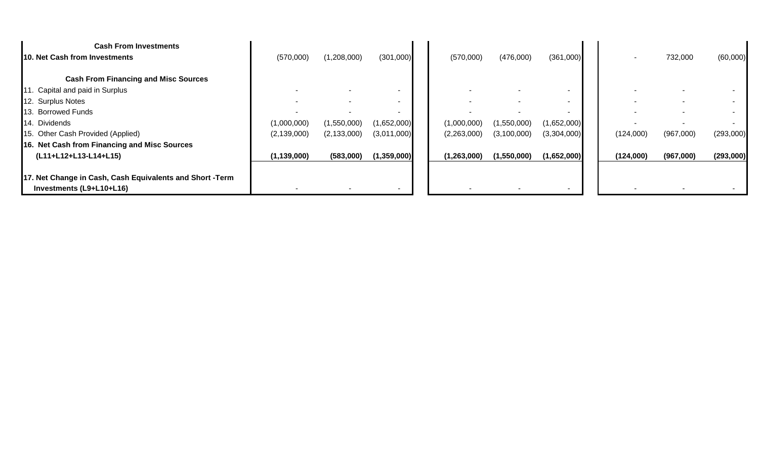| | | | | | | | | | |
|---|---|---|---|---|---|---|---|---|---|
| **Cash From Investments** | | | | | | | | | |
| **10. Net Cash from Investments** | (570,000) | (1,208,000) | (301,000) | (570,000) | (476,000) | (361,000) | - | 732,000 | (60,000) |
| | | | | | | | | | |
| **Cash From Financing and Misc Sources** | | | | | | | | | |
| 11. Capital and paid in Surplus | - | - | - | - | - | - | - | - | - |
| 12. Surplus Notes | - | - | - | - | - | - | - | - | - |
| 13. Borrowed Funds | - | - | - | - | - | - | - | - | - |
| 14. Dividends | (1,000,000) | (1,550,000) | (1,652,000) | (1,000,000) | (1,550,000) | (1,652,000) | - | - | - |
| 15. Other Cash Provided (Applied) | (2,139,000) | (2,133,000) | (3,011,000) | (2,263,000) | (3,100,000) | (3,304,000) | (124,000) | (967,000) | (293,000) |
| **16. Net Cash from Financing and Misc Sources (L11+L12+L13-L14+L15)** | **(1,139,000)** | **(583,000)** | **(1,359,000)** | **(1,263,000)** | **(1,550,000)** | **(1,652,000)** | **(124,000)** | **(967,000)** | **(293,000)** |
| | | | | | | | | | |
| **17. Net Change in Cash, Cash Equivalents and Short -Term Investments (L9+L10+L16)** | - | - | - | - | - | - | - | - | - |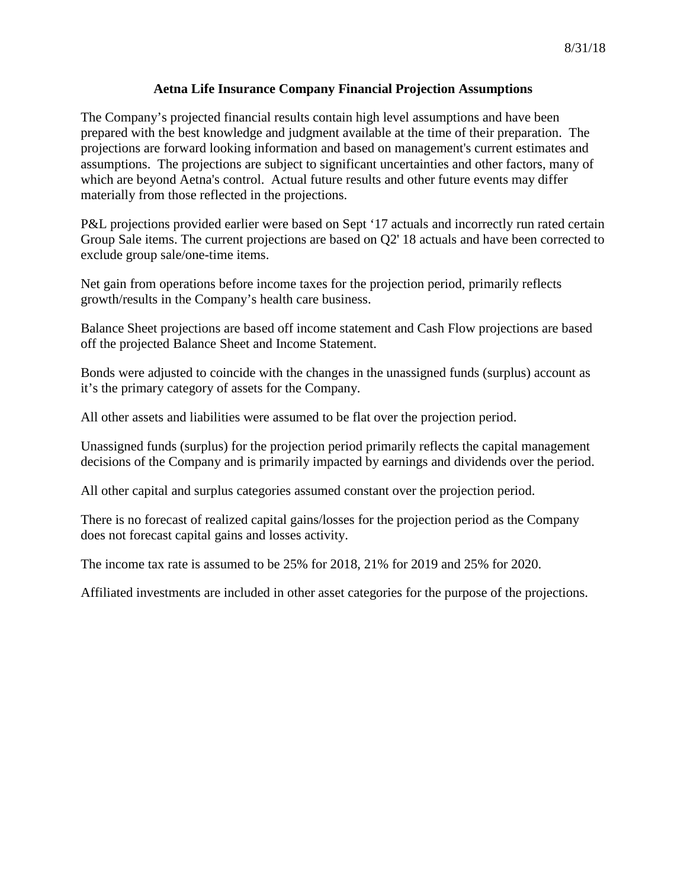8/31/18

## Aetna Life Insurance Company Financial Projection Assumptions

The Company's projected financial results contain high level assumptions and have been prepared with the best knowledge and judgment available at the time of their preparation. The projections are forward looking information and based on management's current estimates and assumptions. The projections are subject to significant uncertainties and other factors, many of which are beyond Aetna's control. Actual future results and other future events may differ materially from those reflected in the projections.

P&L projections provided earlier were based on Sept '17 actuals and incorrectly run rated certain Group Sale items. The current projections are based on Q2' 18 actuals and have been corrected to exclude group sale/one-time items.

Net gain from operations before income taxes for the projection period, primarily reflects growth/results in the Company's health care business.

Balance Sheet projections are based off income statement and Cash Flow projections are based off the projected Balance Sheet and Income Statement.

Bonds were adjusted to coincide with the changes in the unassigned funds (surplus) account as it's the primary category of assets for the Company.

All other assets and liabilities were assumed to be flat over the projection period.

Unassigned funds (surplus) for the projection period primarily reflects the capital management decisions of the Company and is primarily impacted by earnings and dividends over the period.

All other capital and surplus categories assumed constant over the projection period.

There is no forecast of realized capital gains/losses for the projection period as the Company does not forecast capital gains and losses activity.

The income tax rate is assumed to be 25% for 2018, 21% for 2019 and 25% for 2020.

Affiliated investments are included in other asset categories for the purpose of the projections.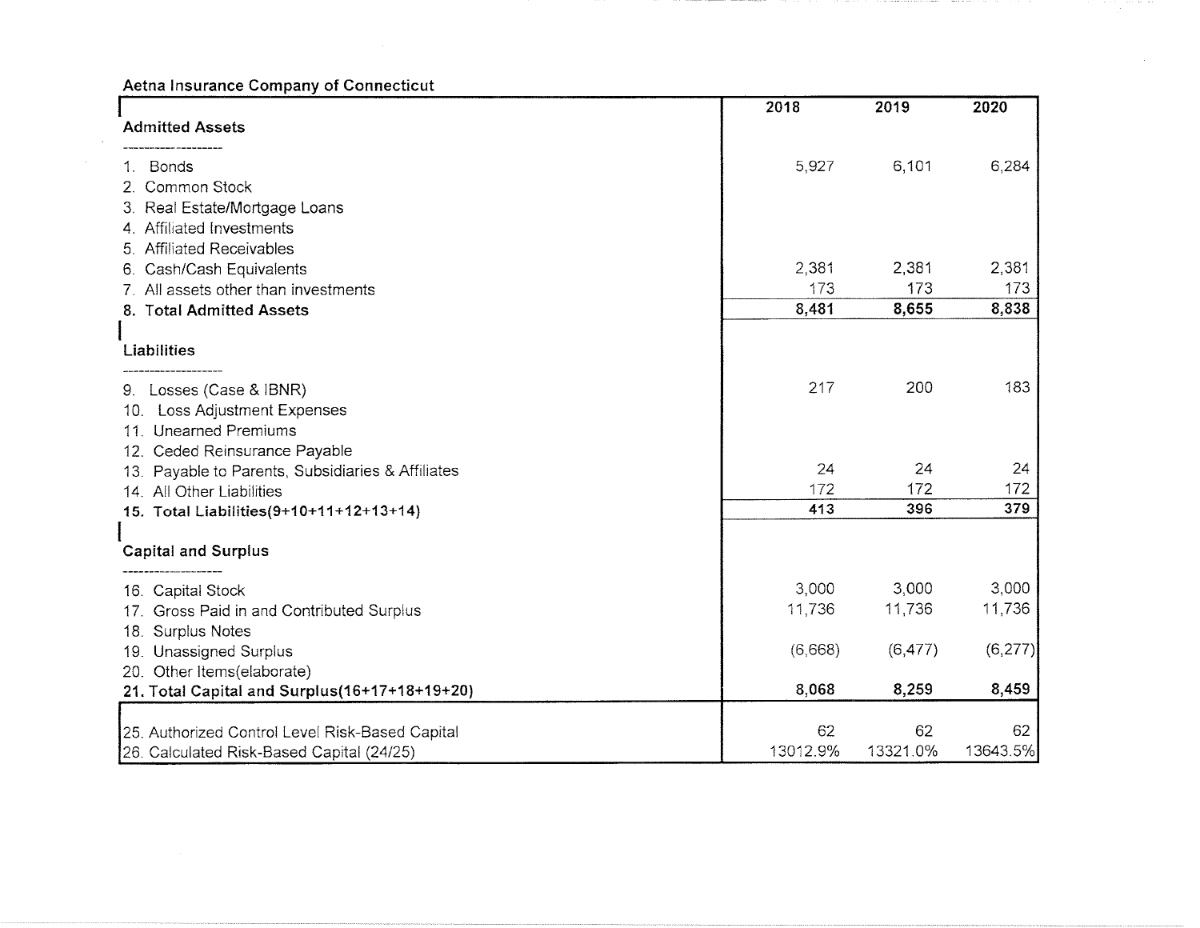**Aetna Insurance Company of Connecticut**

| | 2018 | 2019 | 2020 |
|---|---|---|---|
| **Admitted Assets** | | | |
| ------------------- | | | |
| 1. Bonds | 5,927 | 6,101 | 6,284 |
| 2. Common Stock | | | |
| 3. Real Estate/Mortgage Loans | | | |
| 4. Affiliated Investments | | | |
| 5. Affiliated Receivables | | | |
| 6. Cash/Cash Equivalents | 2,381 | 2,381 | 2,381 |
| 7. All assets other than investments | 173 | 173 | 173 |
| **8. Total Admitted Assets** | **8,481** | **8,655** | **8,838** |
| **Liabilities** | | | |
| ------------------- | | | |
| 9. Losses (Case & IBNR) | 217 | 200 | 183 |
| 10. Loss Adjustment Expenses | | | |
| 11. Unearned Premiums | | | |
| 12. Ceded Reinsurance Payable | | | |
| 13. Payable to Parents, Subsidiaries & Affiliates | 24 | 24 | 24 |
| 14. All Other Liabilities | 172 | 172 | 172 |
| **15. Total Liabilities(9+10+11+12+13+14)** | **413** | **396** | **379** |
| **Capital and Surplus** | | | |
| ------------------- | | | |
| 16. Capital Stock | 3,000 | 3,000 | 3,000 |
| 17. Gross Paid in and Contributed Surplus | 11,736 | 11,736 | 11,736 |
| 18. Surplus Notes | | | |
| 19. Unassigned Surplus | (6,668) | (6,477) | (6,277) |
| 20. Other Items(elaborate) | | | |
| **21. Total Capital and Surplus(16+17+18+19+20)** | **8,068** | **8,259** | **8,459** |
| 25. Authorized Control Level Risk-Based Capital | 62 | 62 | 62 |
| 26. Calculated Risk-Based Capital (24/25) | 13012.9% | 13321.0% | 13643.5% |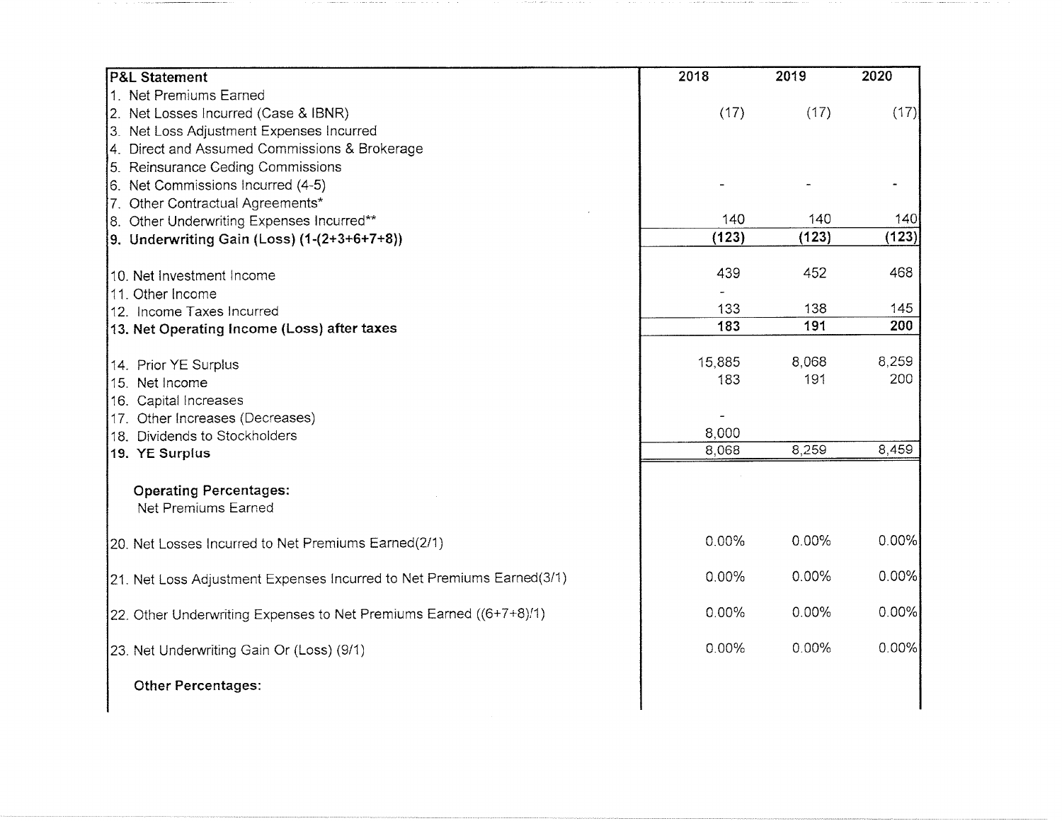| P&L Statement | 2018 | 2019 | 2020 |
|---|---|---|---|
| 1. Net Premiums Earned | | | |
| 2. Net Losses Incurred (Case & IBNR) | (17) | (17) | (17) |
| 3. Net Loss Adjustment Expenses Incurred | | | |
| 4. Direct and Assumed Commissions & Brokerage | | | |
| 5. Reinsurance Ceding Commissions | | | |
| 6. Net Commissions Incurred (4-5) | - | - | - |
| 7. Other Contractual Agreements* | | | |
| 8. Other Underwriting Expenses Incurred** | 140 | 140 | 140 |
| **9. Underwriting Gain (Loss) (1-(2+3+6+7+8))** | **(123)** | **(123)** | **(123)** |
| | | | |
| 10. Net Investment Income | 439 | 452 | 468 |
| 11. Other Income | - | | |
| 12. Income Taxes Incurred | 133 | 138 | 145 |
| **13. Net Operating Income (Loss) after taxes** | **183** | **191** | **200** |
| | | | |
| 14. Prior YE Surplus | 15,885 | 8,068 | 8,259 |
| 15. Net Income | 183 | 191 | 200 |
| 16. Capital Increases | | | |
| 17. Other Increases (Decreases) | - | | |
| 18. Dividends to Stockholders | 8,000 | | |
| **19. YE Surplus** | 8,068 | 8,259 | 8,459 |
| | | | |
| **Operating Percentages:** | | | |
| Net Premiums Earned | | | |
| 20. Net Losses Incurred to Net Premiums Earned(2/1) | 0.00% | 0.00% | 0.00% |
| 21. Net Loss Adjustment Expenses Incurred to Net Premiums Earned(3/1) | 0.00% | 0.00% | 0.00% |
| 22. Other Underwriting Expenses to Net Premiums Earned ((6+7+8)/1) | 0.00% | 0.00% | 0.00% |
| 23. Net Underwriting Gain Or (Loss) (9/1) | 0.00% | 0.00% | 0.00% |
| | | | |
| **Other Percentages:** | | | |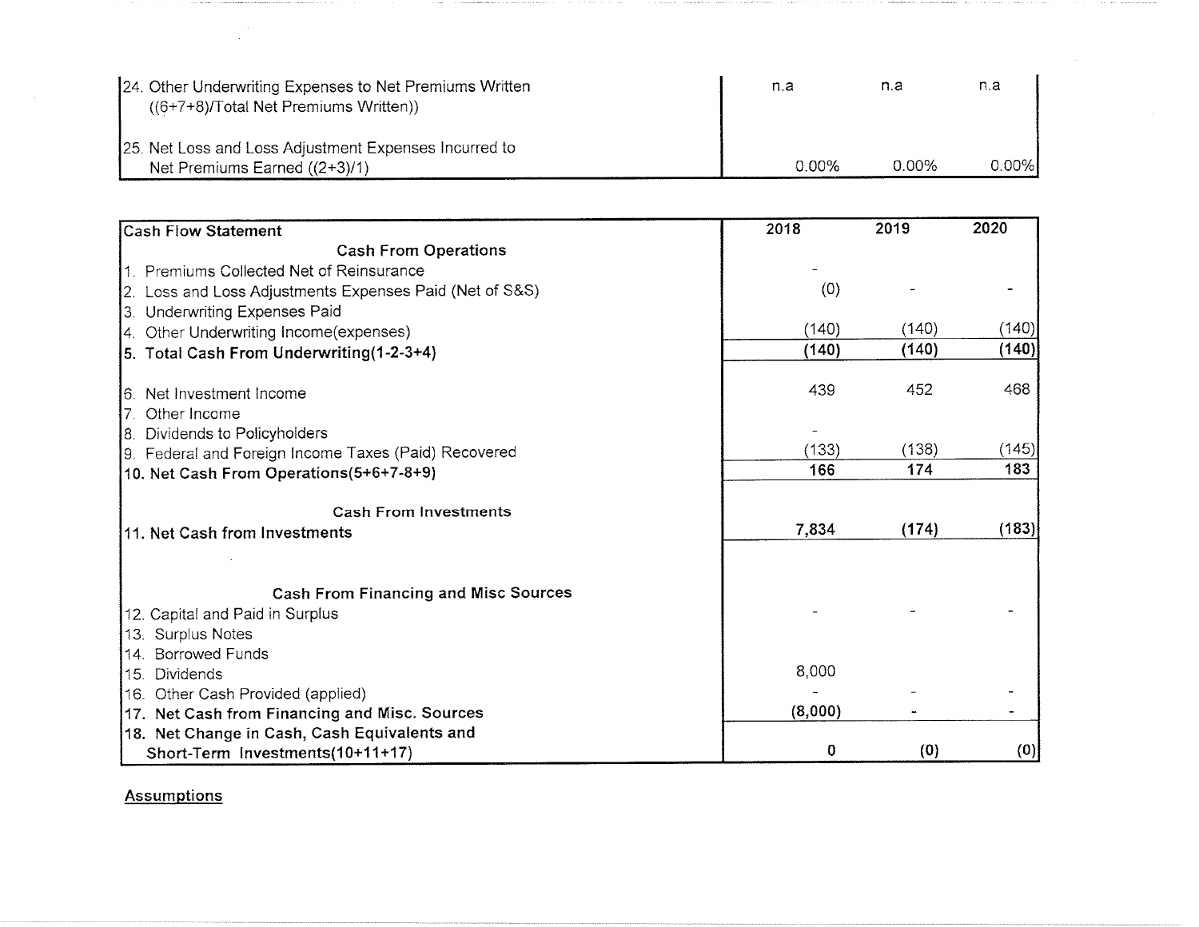| | | | |
|---|---|---|---|
| 24. Other Underwriting Expenses to Net Premiums Written ((6+7+8)/Total Net Premiums Written)) | n.a | n.a | n.a |
| 25. Net Loss and Loss Adjustment Expenses Incurred to Net Premiums Earned ((2+3)/1) | 0.00% | 0.00% | 0.00% |

| **Cash Flow Statement** | **2018** | **2019** | **2020** |
|---|---|---|---|
| **Cash From Operations** | | | |
| 1. Premiums Collected Net of Reinsurance | - | | |
| 2. Loss and Loss Adjustments Expenses Paid (Net of S&S) | (0) | - | - |
| 3. Underwriting Expenses Paid | | | |
| 4. Other Underwriting Income(expenses) | (140) | (140) | (140) |
| **5. Total Cash From Underwriting(1-2-3+4)** | **(140)** | **(140)** | **(140)** |
| 6. Net Investment Income | 439 | 452 | 468 |
| 7. Other Income | | | |
| 8. Dividends to Policyholders | - | | |
| 9. Federal and Foreign Income Taxes (Paid) Recovered | (133) | (138) | (145) |
| **10. Net Cash From Operations(5+6+7-8+9)** | **166** | **174** | **183** |
| **Cash From Investments** | | | |
| **11. Net Cash from Investments** | **7,834** | **(174)** | **(183)** |
| **Cash From Financing and Misc Sources** | | | |
| 12. Capital and Paid in Surplus | - | - | - |
| 13. Surplus Notes | | | |
| 14. Borrowed Funds | | | |
| 15. Dividends | 8,000 | | |
| 16. Other Cash Provided (applied) | - | - | - |
| **17. Net Cash from Financing and Misc. Sources** | **(8,000)** | **-** | **-** |
| **18. Net Change in Cash, Cash Equivalents and Short-Term Investments(10+11+17)** | **0** | **(0)** | **(0)** |

<u>Assumptions</u>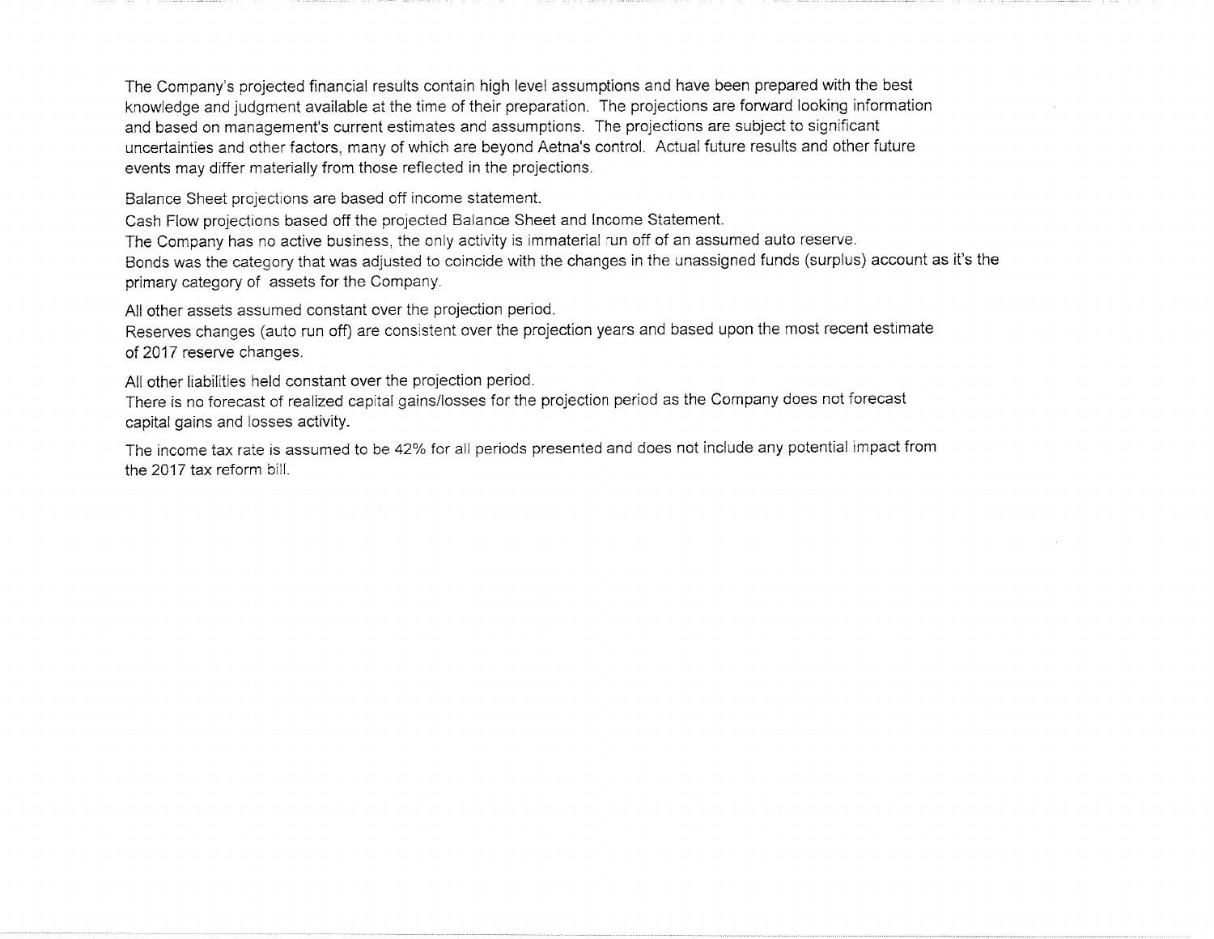The Company's projected financial results contain high level assumptions and have been prepared with the best knowledge and judgment available at the time of their preparation. The projections are forward looking information and based on management's current estimates and assumptions. The projections are subject to significant uncertainties and other factors, many of which are beyond Aetna's control. Actual future results and other future events may differ materially from those reflected in the projections.

Balance Sheet projections are based off income statement.
Cash Flow projections based off the projected Balance Sheet and Income Statement.
The Company has no active business, the only activity is immaterial run off of an assumed auto reserve.
Bonds was the category that was adjusted to coincide with the changes in the unassigned funds (surplus) account as it's the primary category of assets for the Company.

All other assets assumed constant over the projection period.
Reserves changes (auto run off) are consistent over the projection years and based upon the most recent estimate of 2017 reserve changes.

All other liabilities held constant over the projection period.
There is no forecast of realized capital gains/losses for the projection period as the Company does not forecast capital gains and losses activity.

The income tax rate is assumed to be 42% for all periods presented and does not include any potential impact from the 2017 tax reform bill.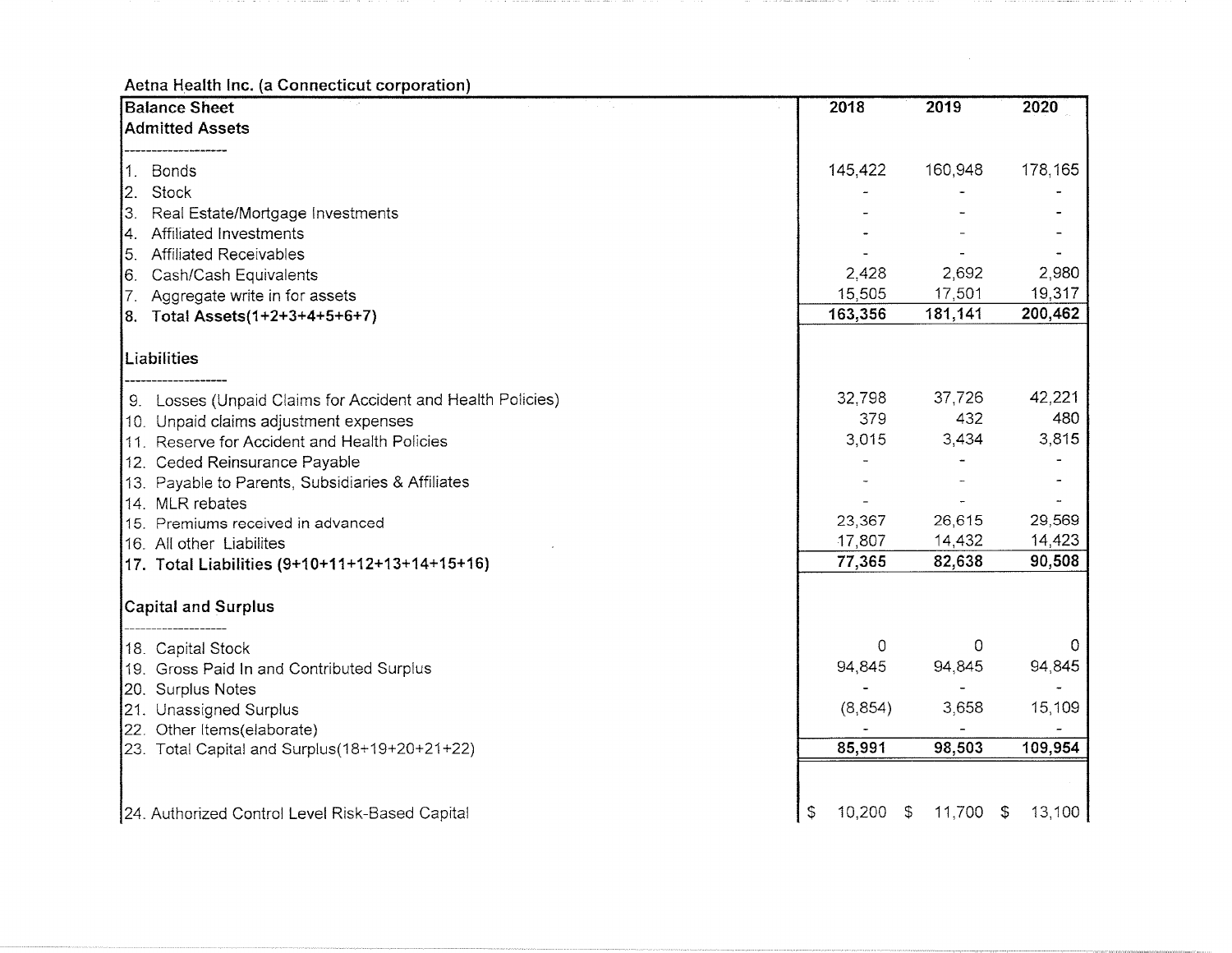Aetna Health Inc. (a Connecticut corporation)

| Balance Sheet | 2018 | 2019 | 2020 |
|---|---|---|---|
| **Admitted Assets** | | | |
| ------------------- | | | |
| 1. Bonds | 145,422 | 160,948 | 178,165 |
| 2. Stock | - | - | - |
| 3. Real Estate/Mortgage Investments | - | - | - |
| 4. Affiliated Investments | - | - | - |
| 5. Affiliated Receivables | - | - | - |
| 6. Cash/Cash Equivalents | 2,428 | 2,692 | 2,980 |
| 7. Aggregate write in for assets | 15,505 | 17,501 | 19,317 |
| **8. Total Assets(1+2+3+4+5+6+7)** | **163,356** | **181,141** | **200,462** |
| **Liabilities** | | | |
| ------------------- | | | |
| 9. Losses (Unpaid Claims for Accident and Health Policies) | 32,798 | 37,726 | 42,221 |
| 10. Unpaid claims adjustment expenses | 379 | 432 | 480 |
| 11. Reserve for Accident and Health Policies | 3,015 | 3,434 | 3,815 |
| 12. Ceded Reinsurance Payable | - | - | - |
| 13. Payable to Parents, Subsidiaries & Affiliates | - | - | - |
| 14. MLR rebates | - | - | - |
| 15. Premiums received in advanced | 23,367 | 26,615 | 29,569 |
| 16. All other Liabilites | 17,807 | 14,432 | 14,423 |
| **17. Total Liabilities (9+10+11+12+13+14+15+16)** | **77,365** | **82,638** | **90,508** |
| **Capital and Surplus** | | | |
| ------------------- | | | |
| 18. Capital Stock | 0 | 0 | 0 |
| 19. Gross Paid In and Contributed Surplus | 94,845 | 94,845 | 94,845 |
| 20. Surplus Notes | - | - | - |
| 21. Unassigned Surplus | (8,854) | 3,658 | 15,109 |
| 22. Other Items(elaborate) | - | - | - |
| 23. Total Capital and Surplus(18+19+20+21+22) | **85,991** | **98,503** | **109,954** |
| 24. Authorized Control Level Risk-Based Capital | $ 10,200 | $ 11,700 | $ 13,100 |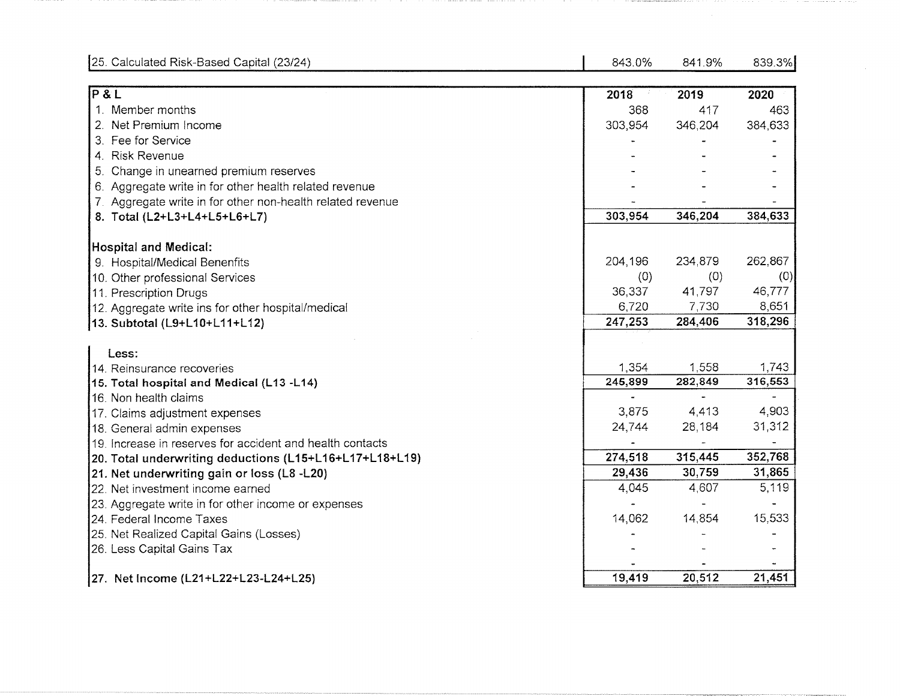| 25. Calculated Risk-Based Capital (23/24) | 843.0% | 841.9% | 839.3% |
|---|---|---|---|

| **P & L** | **2018** | **2019** | **2020** |
|---|---|---|---|
| 1. Member months | 368 | 417 | 463 |
| 2. Net Premium Income | 303,954 | 346,204 | 384,633 |
| 3. Fee for Service | - | - | - |
| 4. Risk Revenue | - | - | - |
| 5. Change in unearned premium reserves | - | - | - |
| 6. Aggregate write in for other health related revenue | - | - | - |
| 7. Aggregate write in for other non-health related revenue | - | - | - |
| **8. Total (L2+L3+L4+L5+L6+L7)** | **303,954** | **346,204** | **384,633** |
| | | | |
| **Hospital and Medical:** | | | |
| 9. Hospital/Medical Benenfits | 204,196 | 234,879 | 262,867 |
| 10. Other professional Services | (0) | (0) | (0) |
| 11. Prescription Drugs | 36,337 | 41,797 | 46,777 |
| 12. Aggregate write ins for other hospital/medical | 6,720 | 7,730 | 8,651 |
| **13. Subtotal (L9+L10+L11+L12)** | **247,253** | **284,406** | **318,296** |
| | | | |
| **Less:** | | | |
| 14. Reinsurance recoveries | 1,354 | 1,558 | 1,743 |
| **15. Total hospital and Medical (L13 -L14)** | **245,899** | **282,849** | **316,553** |
| 16. Non health claims | - | - | - |
| 17. Claims adjustment expenses | 3,875 | 4,413 | 4,903 |
| 18. General admin expenses | 24,744 | 28,184 | 31,312 |
| 19. Increase in reserves for accident and health contacts | - | - | - |
| **20. Total underwriting deductions (L15+L16+L17+L18+L19)** | **274,518** | **315,445** | **352,768** |
| **21. Net underwriting gain or loss (L8 -L20)** | **29,436** | **30,759** | **31,865** |
| 22. Net investment income earned | 4,045 | 4,607 | 5,119 |
| 23. Aggregate write in for other income or expenses | - | - | - |
| 24. Federal Income Taxes | 14,062 | 14,854 | 15,533 |
| 25. Net Realized Capital Gains (Losses) | - | - | - |
| 26. Less Capital Gains Tax | - | - | - |
| | - | - | - |
| **27. Net Income (L21+L22+L23-L24+L25)** | **19,419** | **20,512** | **21,451** |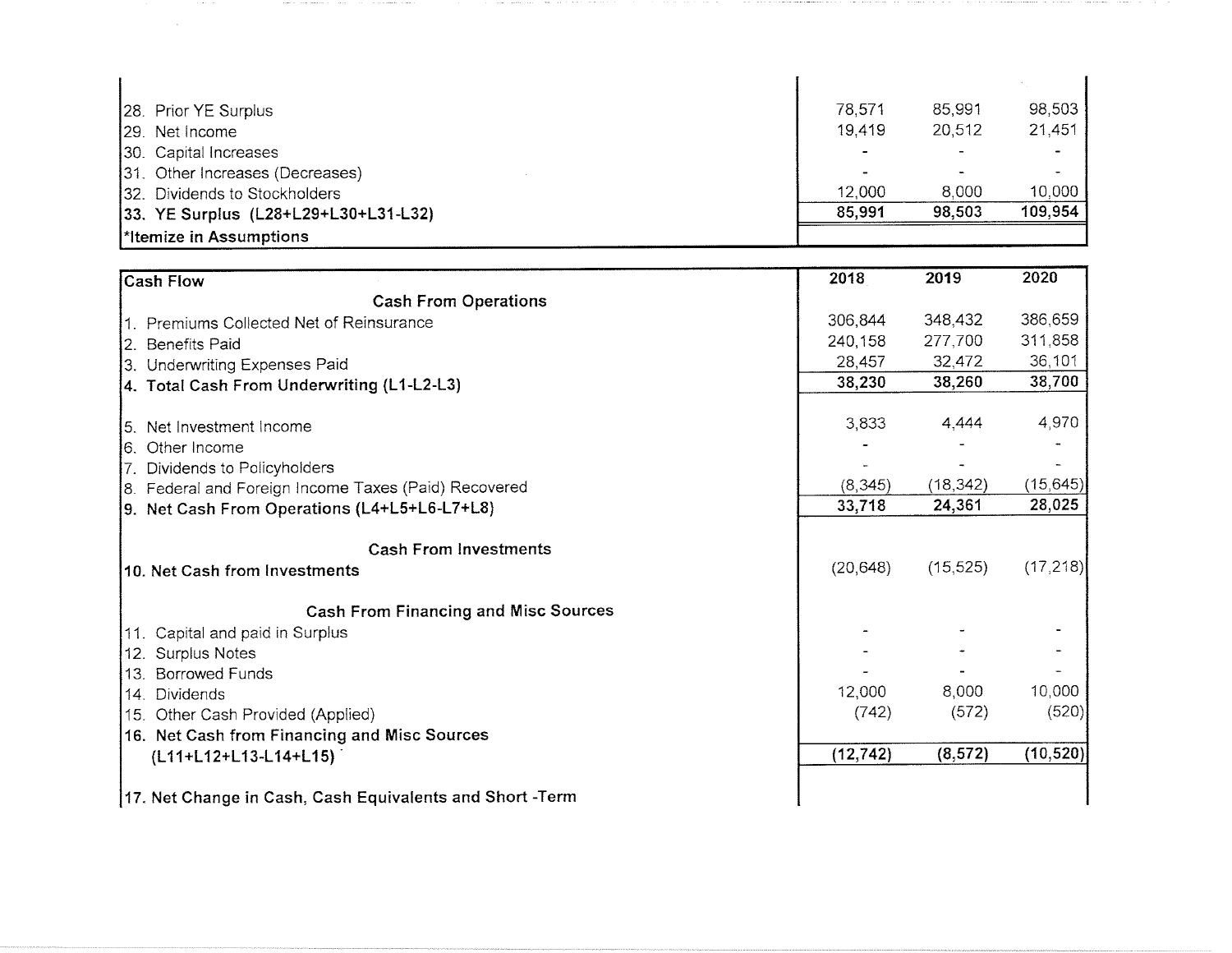| | | | |
|---|---|---|---|
| 28. Prior YE Surplus | 78,571 | 85,991 | 98,503 |
| 29. Net Income | 19,419 | 20,512 | 21,451 |
| 30. Capital Increases | - | - | - |
| 31. Other Increases (Decreases) | - | - | - |
| 32. Dividends to Stockholders | 12,000 | 8,000 | 10,000 |
| **33. YE Surplus (L28+L29+L30+L31-L32)** | **85,991** | **98,503** | **109,954** |
| ***Itemize in Assumptions** | | | |

| Cash Flow | 2018 | 2019 | 2020 |
|---|---|---|---|
| **Cash From Operations** | | | |
| 1. Premiums Collected Net of Reinsurance | 306,844 | 348,432 | 386,659 |
| 2. Benefits Paid | 240,158 | 277,700 | 311,858 |
| 3. Underwriting Expenses Paid | 28,457 | 32,472 | 36,101 |
| **4. Total Cash From Underwriting (L1-L2-L3)** | **38,230** | **38,260** | **38,700** |
| 5. Net Investment Income | 3,833 | 4,444 | 4,970 |
| 6. Other Income | - | - | - |
| 7. Dividends to Policyholders | - | - | - |
| 8. Federal and Foreign Income Taxes (Paid) Recovered | (8,345) | (18,342) | (15,645) |
| **9. Net Cash From Operations (L4+L5+L6-L7+L8)** | **33,718** | **24,361** | **28,025** |
| **Cash From Investments** | | | |
| **10. Net Cash from Investments** | (20,648) | (15,525) | (17,218) |
| **Cash From Financing and Misc Sources** | | | |
| 11. Capital and paid in Surplus | - | - | - |
| 12. Surplus Notes | - | - | - |
| 13. Borrowed Funds | - | - | - |
| 14. Dividends | 12,000 | 8,000 | 10,000 |
| 15. Other Cash Provided (Applied) | (742) | (572) | (520) |
| **16. Net Cash from Financing and Misc Sources (L11+L12+L13-L14+L15)** | **(12,742)** | **(8,572)** | **(10,520)** |
| **17. Net Change in Cash, Cash Equivalents and Short -Term** | | | |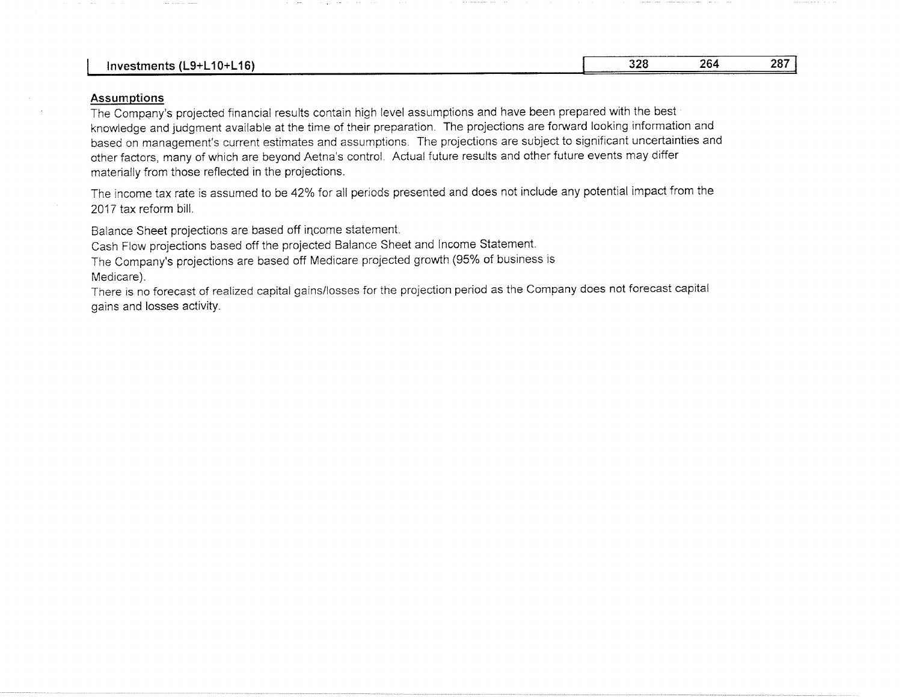| Investments (L9+L10+L16) | 328 | 264 | 287 |
|---|---|---|---|

## Assumptions

The Company's projected financial results contain high level assumptions and have been prepared with the best knowledge and judgment available at the time of their preparation. The projections are forward looking information and based on management's current estimates and assumptions. The projections are subject to significant uncertainties and other factors, many of which are beyond Aetna's control. Actual future results and other future events may differ materially from those reflected in the projections.

The income tax rate is assumed to be 42% for all periods presented and does not include any potential impact from the 2017 tax reform bill.

Balance Sheet projections are based off income statement.
Cash Flow projections based off the projected Balance Sheet and Income Statement.
The Company's projections are based off Medicare projected growth (95% of business is Medicare).
There is no forecast of realized capital gains/losses for the projection period as the Company does not forecast capital gains and losses activity.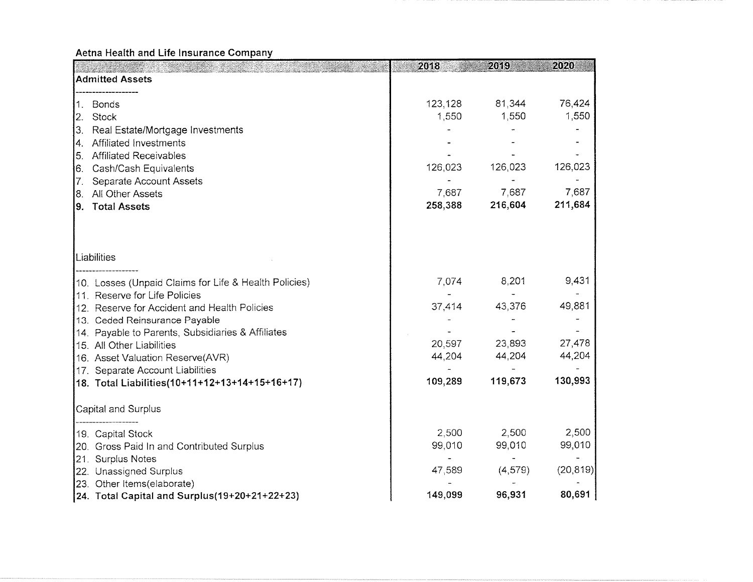## Aetna Health and Life Insurance Company

| | 2018 | 2019 | 2020 |
|---|---|---|---|
| **Admitted Assets** | | | |
| ------------------- | | | |
| 1. Bonds | 123,128 | 81,344 | 76,424 |
| 2. Stock | 1,550 | 1,550 | 1,550 |
| 3. Real Estate/Mortgage Investments | - | - | - |
| 4. Affiliated Investments | - | - | - |
| 5. Affiliated Receivables | - | - | - |
| 6. Cash/Cash Equivalents | 126,023 | 126,023 | 126,023 |
| 7. Separate Account Assets | - | - | - |
| 8. All Other Assets | 7,687 | 7,687 | 7,687 |
| **9. Total Assets** | **258,388** | **216,604** | **211,684** |
| Liabilities | | | |
| ------------------- | | | |
| 10. Losses (Unpaid Claims for Life & Health Policies) | 7,074 | 8,201 | 9,431 |
| 11. Reserve for Life Policies | - | - | - |
| 12. Reserve for Accident and Health Policies | 37,414 | 43,376 | 49,881 |
| 13. Ceded Reinsurance Payable | - | - | - |
| 14. Payable to Parents, Subsidiaries & Affiliates | - | - | - |
| 15. All Other Liabilities | 20,597 | 23,893 | 27,478 |
| 16. Asset Valuation Reserve(AVR) | 44,204 | 44,204 | 44,204 |
| 17. Separate Account Liabilities | - | - | - |
| **18. Total Liabilities(10+11+12+13+14+15+16+17)** | **109,289** | **119,673** | **130,993** |
| Capital and Surplus | | | |
| ------------------- | | | |
| 19. Capital Stock | 2,500 | 2,500 | 2,500 |
| 20. Gross Paid In and Contributed Surplus | 99,010 | 99,010 | 99,010 |
| 21. Surplus Notes | - | - | - |
| 22. Unassigned Surplus | 47,589 | (4,579) | (20,819) |
| 23. Other Items(elaborate) | - | - | - |
| **24. Total Capital and Surplus(19+20+21+22+23)** | **149,099** | **96,931** | **80,691** |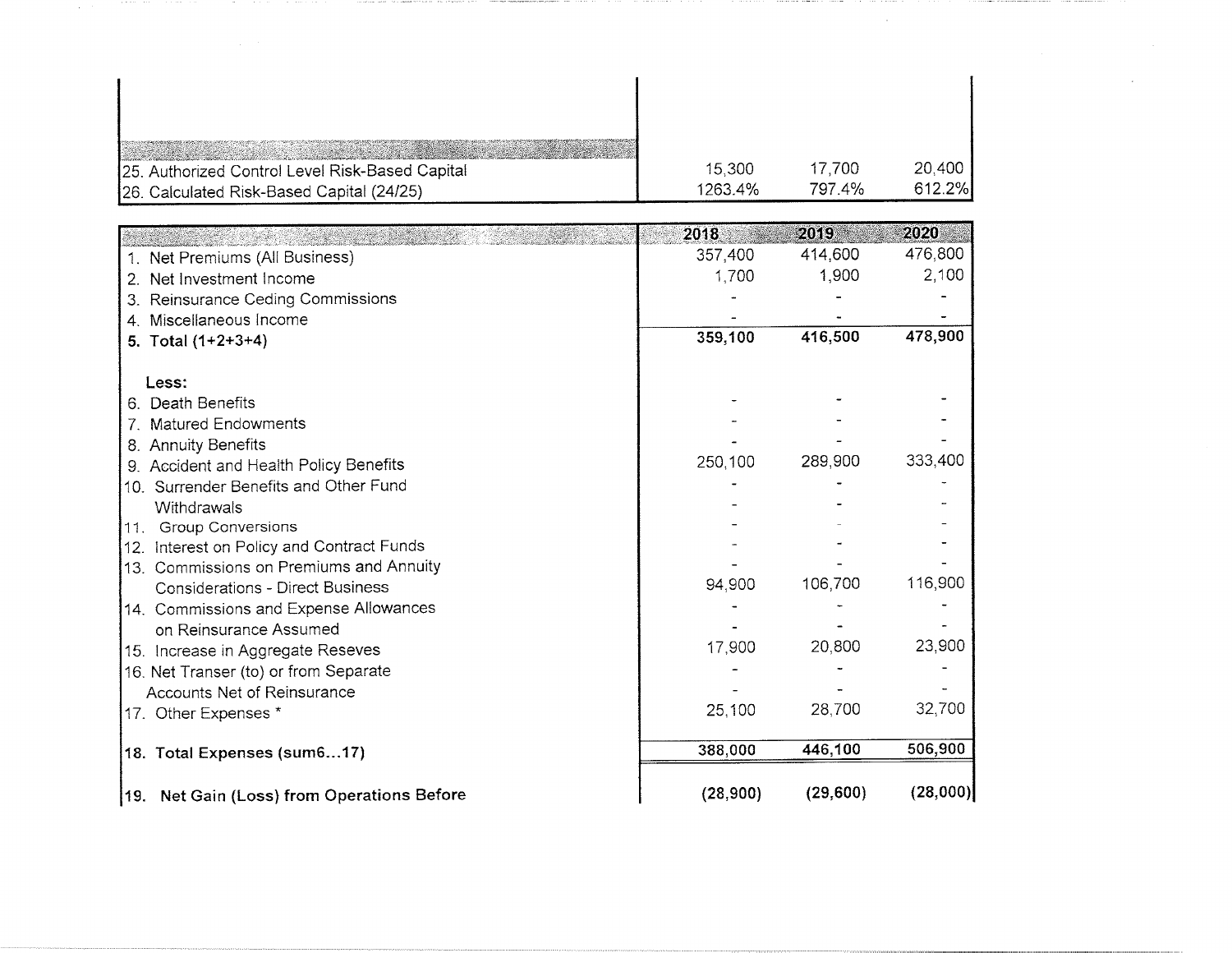| | | | |
|---|---|---|---|
| 25. Authorized Control Level Risk-Based Capital | 15,300 | 17,700 | 20,400 |
| 26. Calculated Risk-Based Capital (24/25) | 1263.4% | 797.4% | 612.2% |

| | 2018 | 2019 | 2020 |
|---|---|---|---|
| 1. Net Premiums (All Business) | 357,400 | 414,600 | 476,800 |
| 2. Net Investment Income | 1,700 | 1,900 | 2,100 |
| 3. Reinsurance Ceding Commissions | - | - | - |
| 4. Miscellaneous Income | - | - | - |
| **5. Total (1+2+3+4)** | **359,100** | **416,500** | **478,900** |
| **Less:** | | | |
| 6. Death Benefits | - | - | - |
| 7. Matured Endowments | - | - | - |
| 8. Annuity Benefits | - | - | - |
| 9. Accident and Health Policy Benefits | 250,100 | 289,900 | 333,400 |
| 10. Surrender Benefits and Other Fund Withdrawals | - | - | - |
| 11. Group Conversions | - | - | - |
| 12. Interest on Policy and Contract Funds | - | - | - |
| 13. Commissions on Premiums and Annuity Considerations - Direct Business | 94,900 | 106,700 | 116,900 |
| 14. Commissions and Expense Allowances on Reinsurance Assumed | - | - | - |
| 15. Increase in Aggregate Reseves | 17,900 | 20,800 | 23,900 |
| 16. Net Transer (to) or from Separate Accounts Net of Reinsurance | - | - | - |
| 17. Other Expenses * | 25,100 | 28,700 | 32,700 |
| **18. Total Expenses (sum6...17)** | **388,000** | **446,100** | **506,900** |
| **19. Net Gain (Loss) from Operations Before** | **(28,900)** | **(29,600)** | **(28,000)** |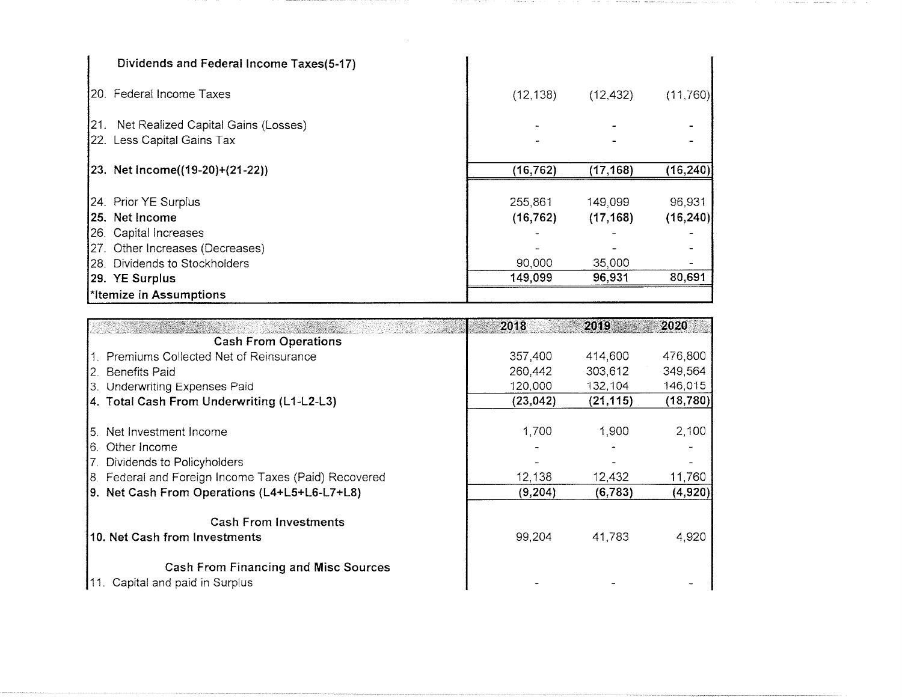| Dividends and Federal Income Taxes(5-17) | | | |
|---|---|---|---|
| 20. Federal Income Taxes | (12,138) | (12,432) | (11,760) |
| 21. Net Realized Capital Gains (Losses) | - | - | - |
| 22. Less Capital Gains Tax | - | - | - |
| **23. Net Income((19-20)+(21-22))** | **(16,762)** | **(17,168)** | **(16,240)** |
| 24. Prior YE Surplus | 255,861 | 149,099 | 96,931 |
| **25. Net Income** | **(16,762)** | **(17,168)** | **(16,240)** |
| 26. Capital Increases | - | - | - |
| 27. Other Increases (Decreases) | - | - | - |
| 28. Dividends to Stockholders | 90,000 | 35,000 | - |
| **29. YE Surplus** | **149,099** | **96,931** | **80,691** |
| ***Itemize in Assumptions** | | | |

| | 2018 | 2019 | 2020 |
|---|---|---|---|
| **Cash From Operations** | | | |
| 1. Premiums Collected Net of Reinsurance | 357,400 | 414,600 | 476,800 |
| 2. Benefits Paid | 260,442 | 303,612 | 349,564 |
| 3. Underwriting Expenses Paid | 120,000 | 132,104 | 146,015 |
| **4. Total Cash From Underwriting (L1-L2-L3)** | **(23,042)** | **(21,115)** | **(18,780)** |
| 5. Net Investment Income | 1,700 | 1,900 | 2,100 |
| 6. Other Income | - | - | - |
| 7. Dividends to Policyholders | - | - | - |
| 8. Federal and Foreign Income Taxes (Paid) Recovered | 12,138 | 12,432 | 11,760 |
| **9. Net Cash From Operations (L4+L5+L6-L7+L8)** | **(9,204)** | **(6,783)** | **(4,920)** |
| **Cash From Investments** | | | |
| **10. Net Cash from Investments** | 99,204 | 41,783 | 4,920 |
| **Cash From Financing and Misc Sources** | | | |
| 11. Capital and paid in Surplus | - | - | - |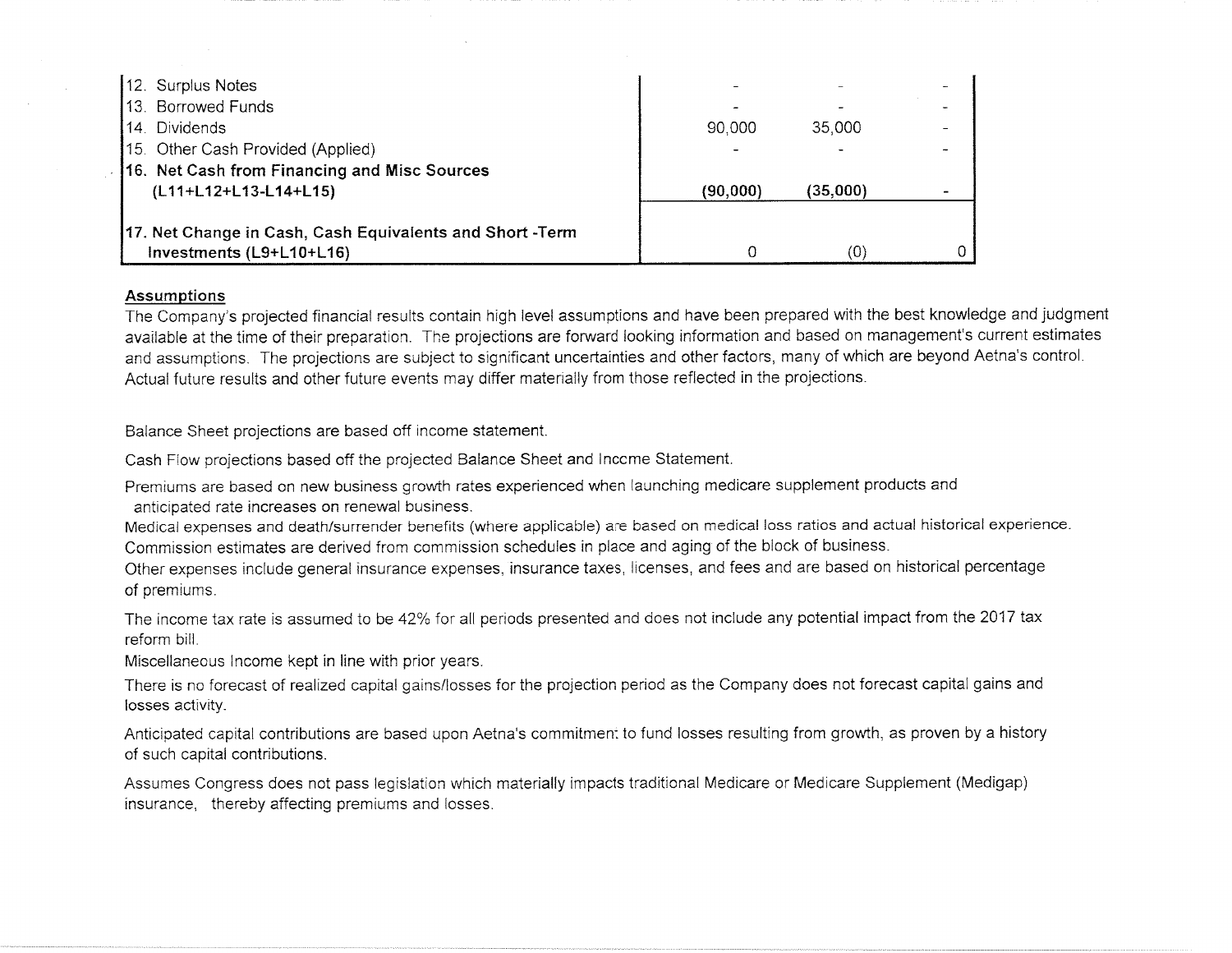| | | | |
|---|---|---|---|
| 12. Surplus Notes | - | - | - |
| 13. Borrowed Funds | - | - | - |
| 14. Dividends | 90,000 | 35,000 | - |
| 15. Other Cash Provided (Applied) | - | - | - |
| **16. Net Cash from Financing and Misc Sources (L11+L12+L13-L14+L15)** | **(90,000)** | **(35,000)** | - |
| **17. Net Change in Cash, Cash Equivalents and Short -Term Investments (L9+L10+L16)** | 0 | (0) | 0 |

**Assumptions**

The Company's projected financial results contain high level assumptions and have been prepared with the best knowledge and judgment available at the time of their preparation. The projections are forward looking information and based on management's current estimates and assumptions. The projections are subject to significant uncertainties and other factors, many of which are beyond Aetna's control. Actual future results and other future events may differ materially from those reflected in the projections.

Balance Sheet projections are based off income statement.

Cash Flow projections based off the projected Balance Sheet and Income Statement.

Premiums are based on new business growth rates experienced when launching medicare supplement products and anticipated rate increases on renewal business.

Medical expenses and death/surrender benefits (where applicable) are based on medical loss ratios and actual historical experience.

Commission estimates are derived from commission schedules in place and aging of the block of business.

Other expenses include general insurance expenses, insurance taxes, licenses, and fees and are based on historical percentage of premiums.

The income tax rate is assumed to be 42% for all periods presented and does not include any potential impact from the 2017 tax reform bill.

Miscellaneous Income kept in line with prior years.

There is no forecast of realized capital gains/losses for the projection period as the Company does not forecast capital gains and losses activity.

Anticipated capital contributions are based upon Aetna's commitment to fund losses resulting from growth, as proven by a history of such capital contributions.

Assumes Congress does not pass legislation which materially impacts traditional Medicare or Medicare Supplement (Medigap) insurance, thereby affecting premiums and losses.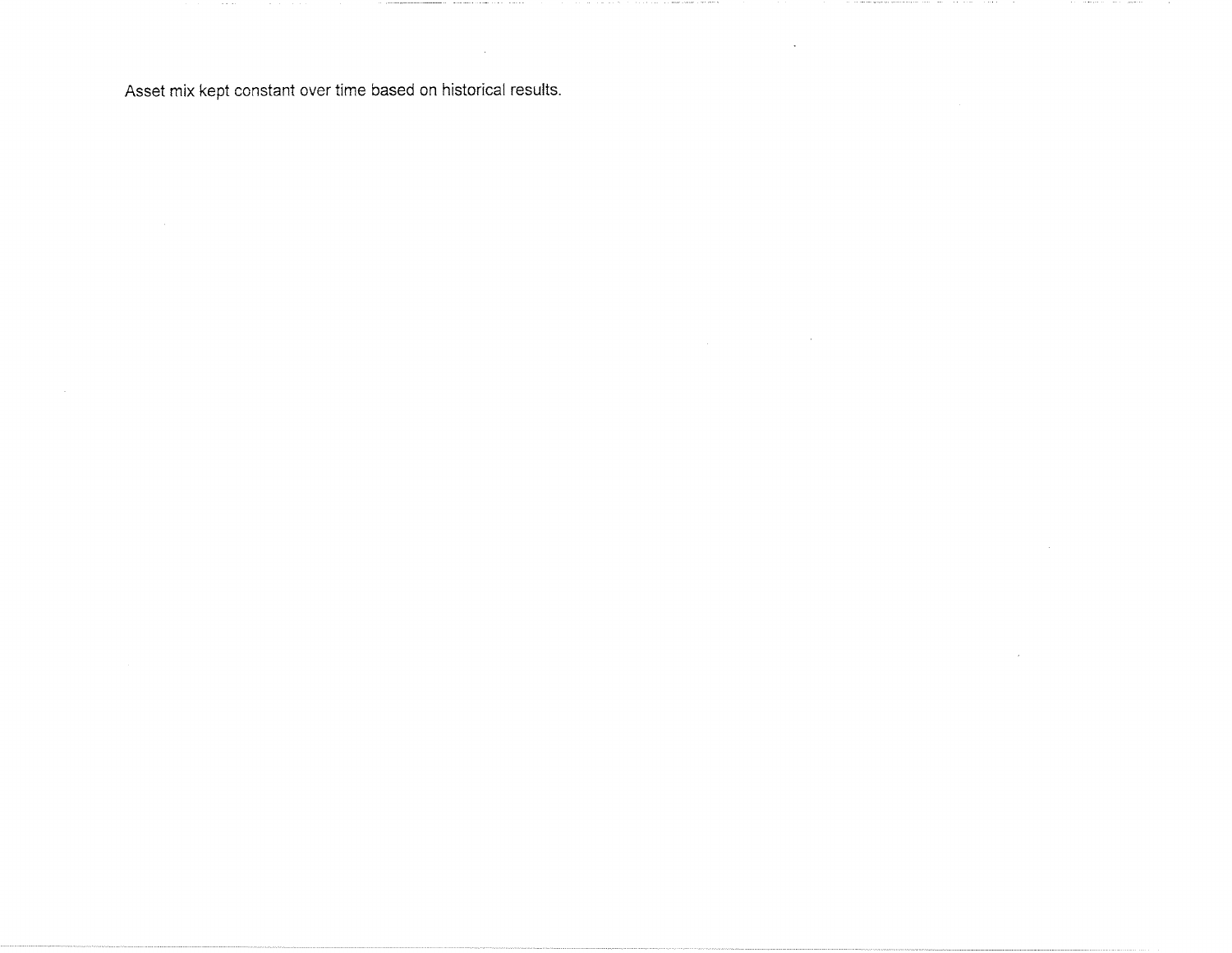Asset mix kept constant over time based on historical results.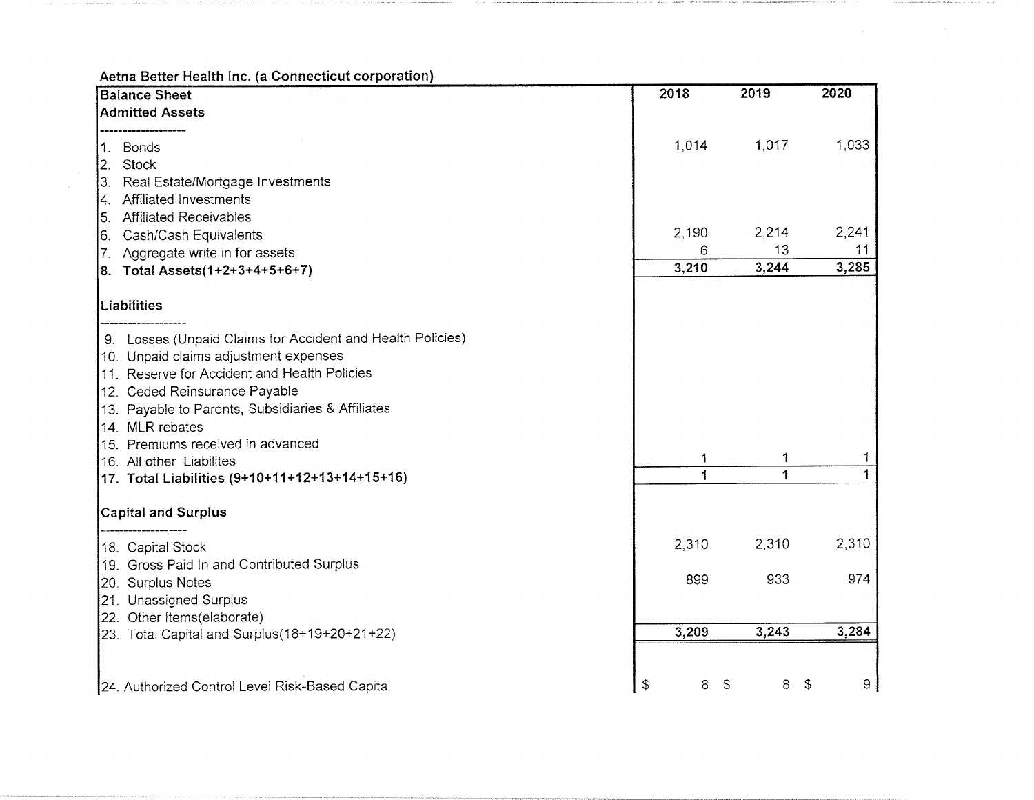Aetna Better Health Inc. (a Connecticut corporation)

| Balance Sheet | 2018 | 2019 | 2020 |
|---|---|---|---|
| **Admitted Assets** | | | |
| ------------------- | | | |
| 1. Bonds | 1,014 | 1,017 | 1,033 |
| 2. Stock | | | |
| 3. Real Estate/Mortgage Investments | | | |
| 4. Affiliated Investments | | | |
| 5. Affiliated Receivables | | | |
| 6. Cash/Cash Equivalents | 2,190 | 2,214 | 2,241 |
| 7. Aggregate write in for assets | 6 | 13 | 11 |
| **8. Total Assets(1+2+3+4+5+6+7)** | **3,210** | **3,244** | **3,285** |
| **Liabilities** | | | |
| ------------------- | | | |
| 9. Losses (Unpaid Claims for Accident and Health Policies) | | | |
| 10. Unpaid claims adjustment expenses | | | |
| 11. Reserve for Accident and Health Policies | | | |
| 12. Ceded Reinsurance Payable | | | |
| 13. Payable to Parents, Subsidiaries & Affiliates | | | |
| 14. MLR rebates | | | |
| 15. Premiums received in advanced | | | |
| 16. All other Liabilites | 1 | 1 | 1 |
| **17. Total Liabilities (9+10+11+12+13+14+15+16)** | **1** | **1** | **1** |
| **Capital and Surplus** | | | |
| ------------------- | | | |
| 18. Capital Stock | 2,310 | 2,310 | 2,310 |
| 19. Gross Paid In and Contributed Surplus | | | |
| 20. Surplus Notes | 899 | 933 | 974 |
| 21. Unassigned Surplus | | | |
| 22. Other Items(elaborate) | | | |
| 23. Total Capital and Surplus(18+19+20+21+22) | **3,209** | **3,243** | **3,284** |
| 24. Authorized Control Level Risk-Based Capital | $ 8 | $ 8 | $ 9 |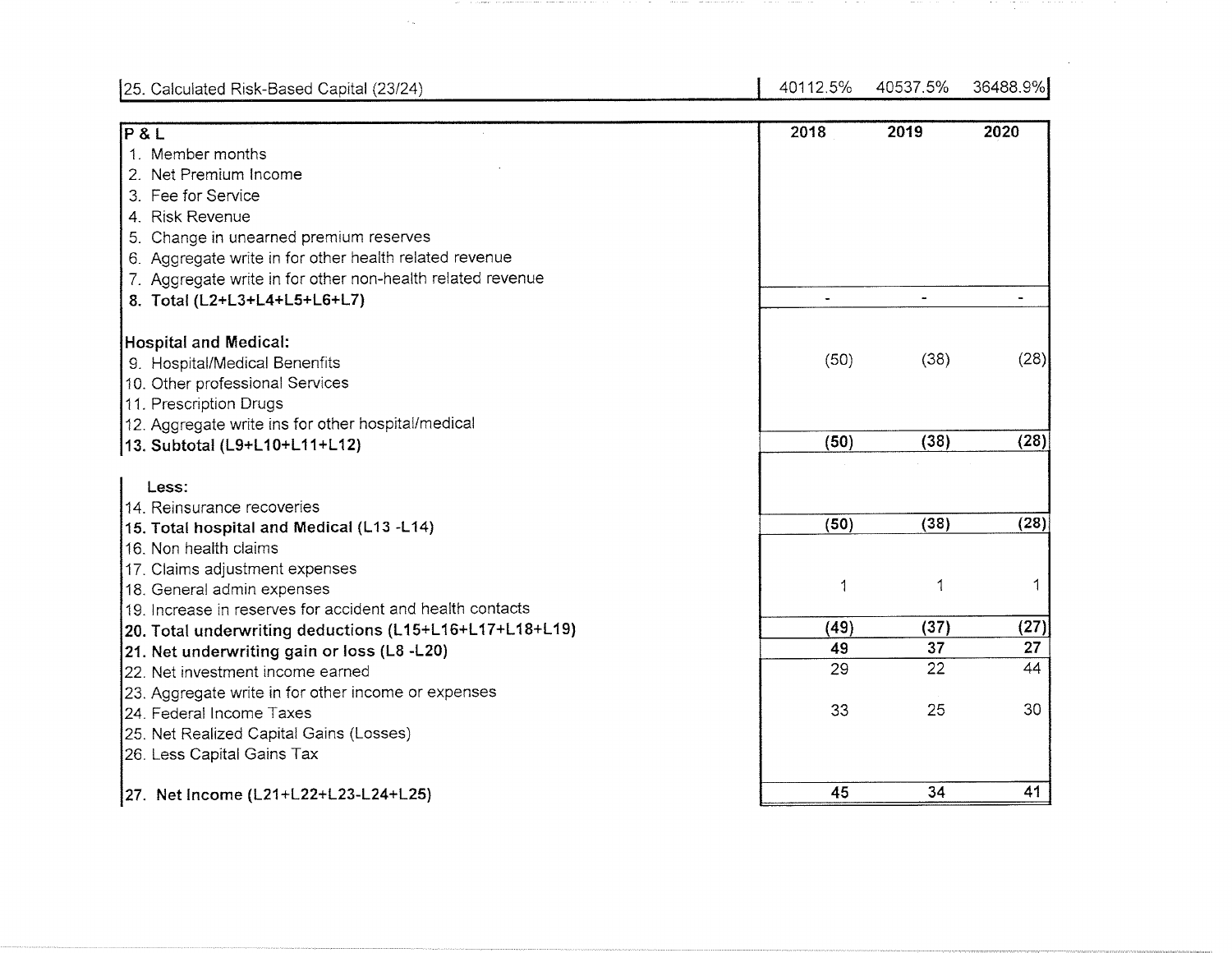| 25. Calculated Risk-Based Capital (23/24) | 40112.5% | 40537.5% | 36488.9% |
|---|---|---|---|

| P & L | 2018 | 2019 | 2020 |
|---|---|---|---|
| 1. Member months | | | |
| 2. Net Premium Income | | | |
| 3. Fee for Service | | | |
| 4. Risk Revenue | | | |
| 5. Change in unearned premium reserves | | | |
| 6. Aggregate write in for other health related revenue | | | |
| 7. Aggregate write in for other non-health related revenue | | | |
| **8. Total (L2+L3+L4+L5+L6+L7)** | - | - | - |
| | | | |
| **Hospital and Medical:** | | | |
| 9. Hospital/Medical Benenfits | (50) | (38) | (28) |
| 10. Other professional Services | | | |
| 11. Prescription Drugs | | | |
| 12. Aggregate write ins for other hospital/medical | | | |
| **13. Subtotal (L9+L10+L11+L12)** | **(50)** | **(38)** | **(28)** |
| | | | |
| **Less:** | | | |
| 14. Reinsurance recoveries | | | |
| **15. Total hospital and Medical (L13 -L14)** | **(50)** | **(38)** | **(28)** |
| 16. Non health claims | | | |
| 17. Claims adjustment expenses | | | |
| 18. General admin expenses | 1 | 1 | 1 |
| 19. Increase in reserves for accident and health contacts | | | |
| **20. Total underwriting deductions (L15+L16+L17+L18+L19)** | **(49)** | **(37)** | **(27)** |
| **21. Net underwriting gain or loss (L8 -L20)** | **49** | **37** | **27** |
| 22. Net investment income earned | 29 | 22 | 44 |
| 23. Aggregate write in for other income or expenses | | | |
| 24. Federal Income Taxes | 33 | 25 | 30 |
| 25. Net Realized Capital Gains (Losses) | | | |
| 26. Less Capital Gains Tax | | | |
| | | | |
| **27. Net Income (L21+L22+L23-L24+L25)** | **45** | **34** | **41** |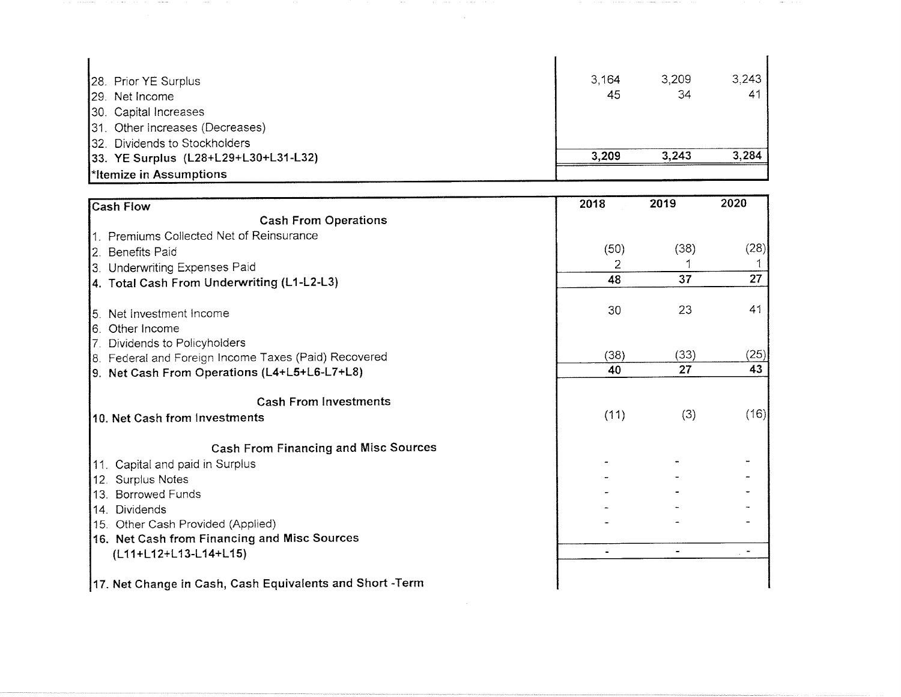| | | | |
|---|---|---|---|
| 28. Prior YE Surplus | 3,164 | 3,209 | 3,243 |
| 29. Net Income | 45 | 34 | 41 |
| 30. Capital Increases | | | |
| 31. Other Increases (Decreases) | | | |
| 32. Dividends to Stockholders | | | |
| **33. YE Surplus (L28+L29+L30+L31-L32)** | **3,209** | **3,243** | **3,284** |
| ***Itemize in Assumptions** | | | |

| **Cash Flow** | **2018** | **2019** | **2020** |
|---|---|---|---|
| **Cash From Operations** | | | |
| 1. Premiums Collected Net of Reinsurance | | | |
| 2. Benefits Paid | (50) | (38) | (28) |
| 3. Underwriting Expenses Paid | 2 | 1 | 1 |
| **4. Total Cash From Underwriting (L1-L2-L3)** | **48** | **37** | **27** |
| 5. Net Investment Income | 30 | 23 | 41 |
| 6. Other Income | | | |
| 7. Dividends to Policyholders | | | |
| 8. Federal and Foreign Income Taxes (Paid) Recovered | (38) | (33) | (25) |
| **9. Net Cash From Operations (L4+L5+L6-L7+L8)** | **40** | **27** | **43** |
| **Cash From Investments** | | | |
| **10. Net Cash from Investments** | (11) | (3) | (16) |
| **Cash From Financing and Misc Sources** | | | |
| 11. Capital and paid in Surplus | - | - | - |
| 12. Surplus Notes | - | - | - |
| 13. Borrowed Funds | - | - | - |
| 14. Dividends | - | - | - |
| 15. Other Cash Provided (Applied) | - | - | - |
| **16. Net Cash from Financing and Misc Sources (L11+L12+L13-L14+L15)** | - | - | - |
| **17. Net Change in Cash, Cash Equivalents and Short -Term** | | | |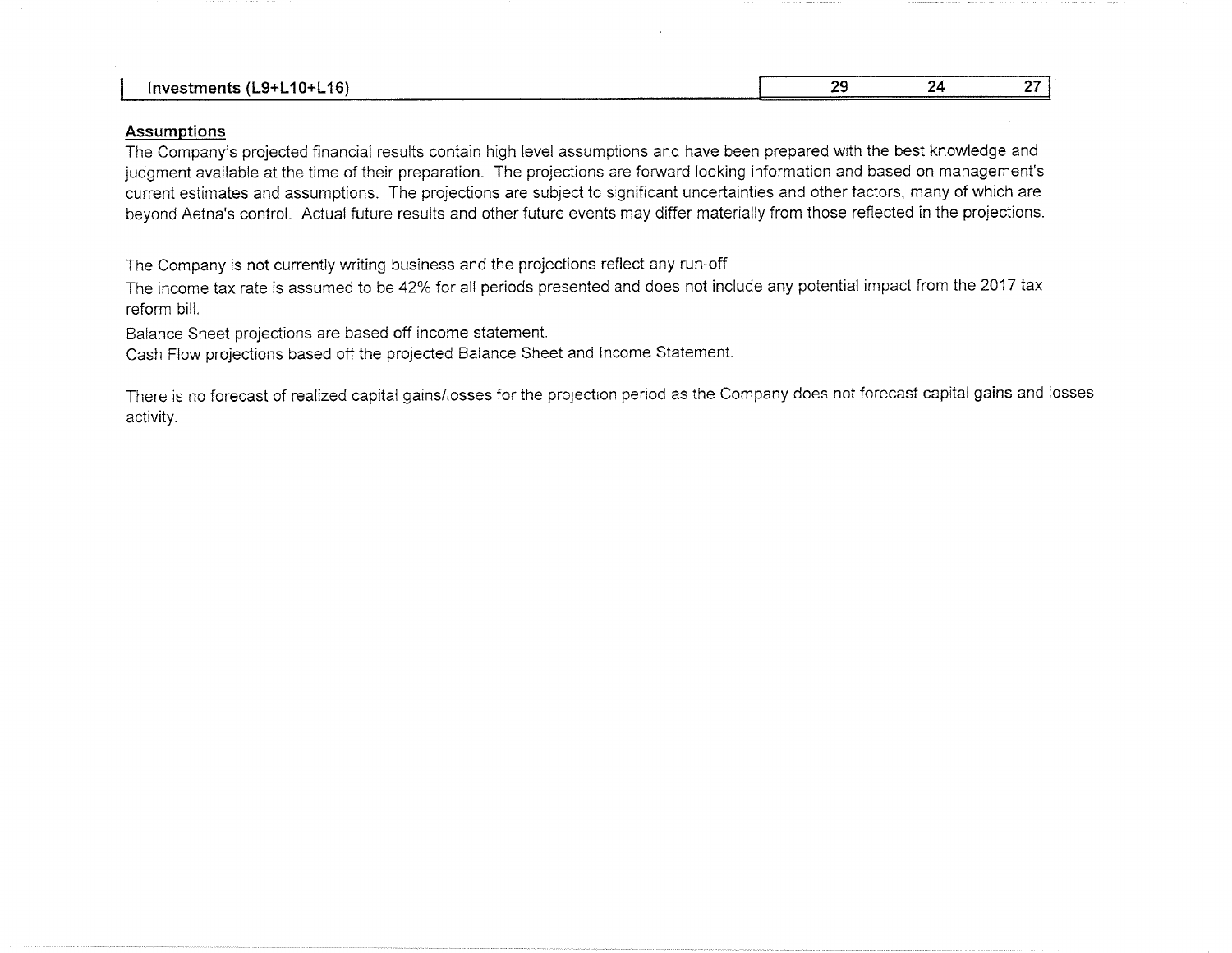| | | | |
|---|---|---|---|
| **Investments (L9+L10+L16)** | **29** | **24** | **27** |

**Assumptions**

The Company's projected financial results contain high level assumptions and have been prepared with the best knowledge and judgment available at the time of their preparation. The projections are forward looking information and based on management's current estimates and assumptions. The projections are subject to significant uncertainties and other factors, many of which are beyond Aetna's control. Actual future results and other future events may differ materially from those reflected in the projections.

The Company is not currently writing business and the projections reflect any run-off

The income tax rate is assumed to be 42% for all periods presented and does not include any potential impact from the 2017 tax reform bill.

Balance Sheet projections are based off income statement.

Cash Flow projections based off the projected Balance Sheet and Income Statement.

There is no forecast of realized capital gains/losses for the projection period as the Company does not forecast capital gains and losses activity.